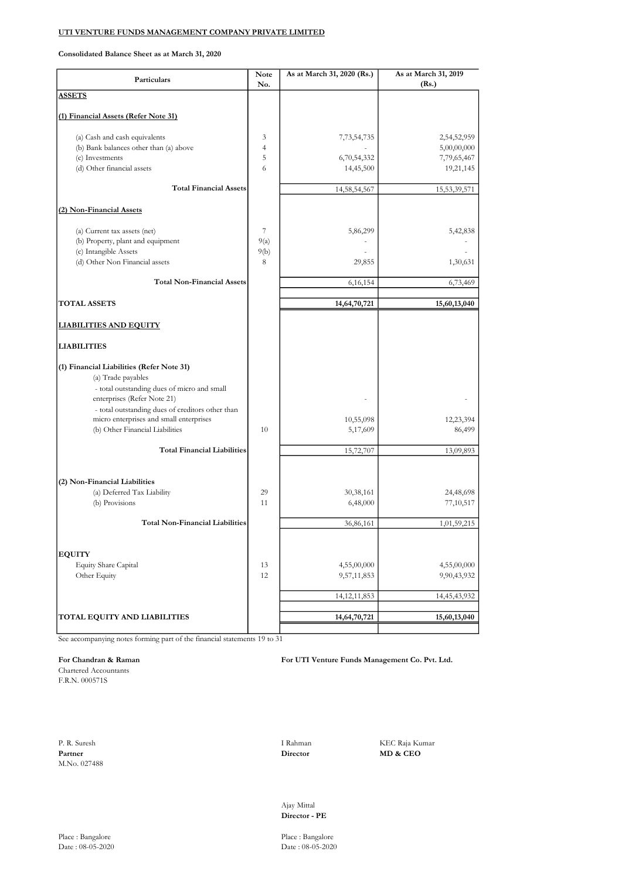**UTI VENTURE FUNDS MANAGEMENT COMPANY PRIVATE LIMITED**

**Consolidated Balance Sheet as at March 31, 2020**

| Particulars | Note No. | As at March 31, 2020 (Rs.) | As at March 31, 2019 (Rs.) |
|---|---|---|---|
| **ASSETS** | | | |
| **(1) Financial Assets (Refer Note 31)** | | | |
| (a) Cash and cash equivalents | 3 | 7,73,54,735 | 2,54,52,959 |
| (b) Bank balances other than (a) above | 4 | - | 5,00,00,000 |
| (c) Investments | 5 | 6,70,54,332 | 7,79,65,467 |
| (d) Other financial assets | 6 | 14,45,500 | 19,21,145 |
| **Total Financial Assets** | | 14,58,54,567 | 15,53,39,571 |
| **(2) Non-Financial Assets** | | | |
| (a) Current tax assets (net) | 7 | 5,86,299 | 5,42,838 |
| (b) Property, plant and equipment | 9(a) | - | - |
| (c) Intangible Assets | 9(b) | - | - |
| (d) Other Non Financial assets | 8 | 29,855 | 1,30,631 |
| **Total Non-Financial Assets** | | 6,16,154 | 6,73,469 |
| **TOTAL ASSETS** | | **14,64,70,721** | **15,60,13,040** |
| **LIABILITIES AND EQUITY** | | | |
| **LIABILITIES** | | | |
| **(1) Financial Liabilities (Refer Note 31)** | | | |
| (a) Trade payables | | | |
| - total outstanding dues of micro and small enterprises (Refer Note 21) | | - | - |
| - total outstanding dues of creditors other than micro enterprises and small enterprises | | 10,55,098 | 12,23,394 |
| (b) Other Financial Liabilities | 10 | 5,17,609 | 86,499 |
| **Total Financial Liabilities** | | 15,72,707 | 13,09,893 |
| **(2) Non-Financial Liabilities** | | | |
| (a) Deferred Tax Liability | 29 | 30,38,161 | 24,48,698 |
| (b) Provisions | 11 | 6,48,000 | 77,10,517 |
| **Total Non-Financial Liabilities** | | 36,86,161 | 1,01,59,215 |
| **EQUITY** | | | |
| Equity Share Capital | 13 | 4,55,00,000 | 4,55,00,000 |
| Other Equity | 12 | 9,57,11,853 | 9,90,43,932 |
| | | 14,12,11,853 | 14,45,43,932 |
| **TOTAL EQUITY AND LIABILITIES** | | **14,64,70,721** | **15,60,13,040** |

See accompanying notes forming part of the financial statements 19 to 31

**For Chandran & Raman**
Chartered Accountants
F.R.N. 000571S

**For UTI Venture Funds Management Co. Pvt. Ltd.**

P. R. Suresh
**Partner**
M.No. 027488

I Rahman
**Director**

KEC Raja Kumar
**MD & CEO**

Ajay Mittal
**Director - PE**

Place : Bangalore
Date : 08-05-2020

Place : Bangalore
Date : 08-05-2020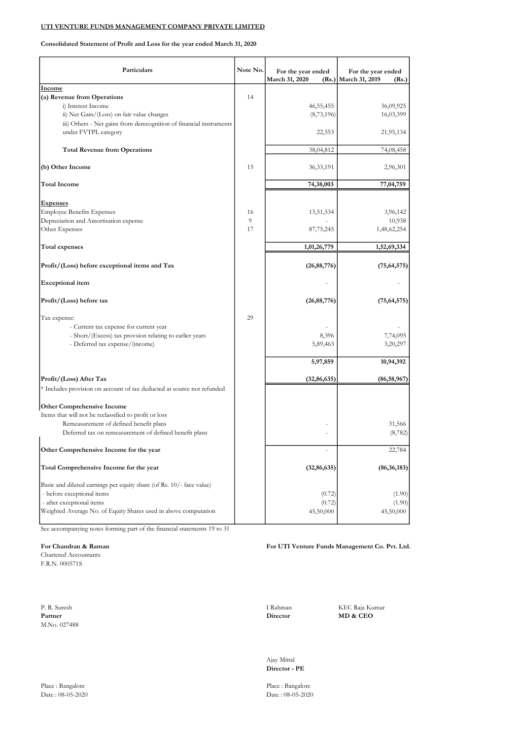**UTI VENTURE FUNDS MANAGEMENT COMPANY PRIVATE LIMITED**

**Consolidated Statement of Profit and Loss for the year ended March 31, 2020**

| Particulars | Note No. | For the year ended March 31, 2020 (Rs.) | For the year ended March 31, 2019 (Rs.) |
|---|---|---|---|
| **Income** | | | |
| **(a) Revenue from Operations** | 14 | | |
| i) Interest Income | | 46,55,455 | 36,09,925 |
| ii) Net Gain/(Loss) on fair value changes | | (8,73,196) | 16,03,399 |
| iii) Others - Net gains from derecognition of financial instruments under FVTPL category | | 22,553 | 21,95,134 |
| **Total Revenue from Operations** | | 38,04,812 | 74,08,458 |
| **(b) Other Income** | 15 | 36,33,191 | 2,96,301 |
| **Total Income** | | **74,38,003** | **77,04,759** |
| **Expenses** | | | |
| Employee Benefits Expenses | 16 | 13,51,534 | 3,96,142 |
| Depreciation and Amortisation expense | 9 | - | 10,938 |
| Other Expenses | 17 | 87,75,245 | 1,48,62,254 |
| **Total expenses** | | **1,01,26,779** | **1,52,69,334** |
| **Profit/(Loss) before exceptional items and Tax** | | **(26,88,776)** | **(75,64,575)** |
| **Exceptional item** | | - | - |
| **Profit/(Loss) before tax** | | **(26,88,776)** | **(75,64,575)** |
| Tax expense: | 29 | | |
| - Current tax expense for current year | | - | - |
| - Short/(Excess) tax provsion relating to earlier years | | 8,396 | 7,74,095 |
| - Deferred tax expense/(income) | | 5,89,463 | 3,20,297 |
| | | **5,97,859** | **10,94,392** |
| **Profit/(Loss) After Tax** | | **(32,86,635)** | **(86,58,967)** |
| * Includes provision on account of tax deducted at source not refunded | | | |
| **Other Comprehensive Income** | | | |
| Items that will not be reclassified to profit or loss | | | |
| Remeasurement of defined benefit plans | | - | 31,566 |
| Deferred tax on remeasurement of defined benefit plans | | - | (8,782) |
| **Other Comprehensive Income for the year** | | - | 22,784 |
| **Total Comprehensive Income for the year** | | **(32,86,635)** | **(86,36,183)** |
| Basic and diluted earnings per equity share (of Rs. 10/- face value) | | | |
| - before exceptional items | | (0.72) | (1.90) |
| - after exceptional items | | (0.72) | (1.90) |
| Weighted Average No. of Equity Shares used in above computation | | 45,50,000 | 45,50,000 |

See accompanying notes forming part of the financial statements 19 to 31

**For Chandran & Raman**
Chartered Accountants
F.R.N. 000571S

**For UTI Venture Funds Management Co. Pvt. Ltd.**

P. R. Suresh
**Partner**
M.No. 027488

I Rahman
**Director**

KEC Raja Kumar
**MD & CEO**

Ajay Mittal
**Director - PE**

Place : Bangalore
Date : 08-05-2020

Place : Bangalore
Date : 08-05-2020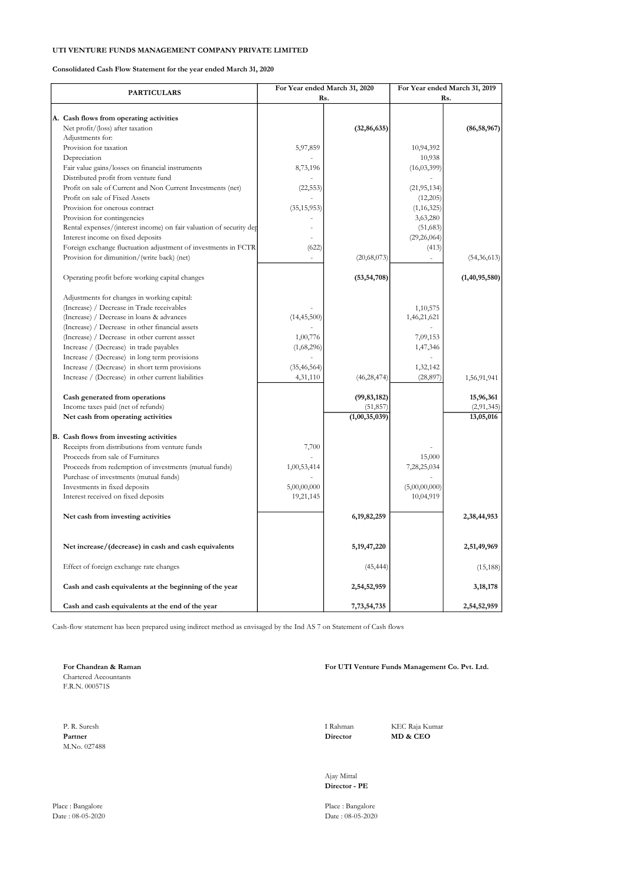**UTI VENTURE FUNDS MANAGEMENT COMPANY PRIVATE LIMITED**

**Consolidated Cash Flow Statement for the year ended March 31, 2020**

| PARTICULARS | For Year ended March 31, 2020 Rs. | | For Year ended March 31, 2019 Rs. | |
|---|---|---|---|---|
| **A. Cash flows from operating activities** | | | | |
| Net profit/(loss) after taxation | | **(32,86,635)** | | **(86,58,967)** |
| Adjustments for: | | | | |
| Provision for taxation | 5,97,859 | | 10,94,392 | |
| Depreciation | - | | 10,938 | |
| Fair value gains/losses on financial instruments | 8,73,196 | | (16,03,399) | |
| Distributed profit from venture fund | - | | - | |
| Profit on sale of Current and Non Current Investments (net) | (22,553) | | (21,95,134) | |
| Profit on sale of Fixed Assets | - | | (12,205) | |
| Provision for onerous contract | (35,15,953) | | (1,16,325) | |
| Provision for contingencies | - | | 3,63,280 | |
| Rental expenses/(interest income) on fair valuation of security dep | - | | (51,683) | |
| Interest income on fixed deposits | - | | (29,26,064) | |
| Foreign exchange fluctuation adjustment of investments in FCTR | (622) | | (413) | |
| Provision for dimunition/(write back) (net) | - | (20,68,073) | - | (54,36,613) |
| Operating profit before working capital changes | | **(53,54,708)** | | **(1,40,95,580)** |
| Adjustments for changes in working capital: | | | | |
| (Increase) / Decrease in Trade receivables | - | | 1,10,575 | |
| (Increase) / Decrease in loans & advances | (14,45,500) | | 1,46,21,621 | |
| (Increase) / Decrease in other financial assets | - | | - | |
| (Increase) / Decrease in other current assset | 1,00,776 | | 7,09,153 | |
| Increase / (Decrease) in trade payables | (1,68,296) | | 1,47,346 | |
| Increase / (Decrease) in long term provisions | - | | - | |
| Increase / (Decrease) in short term provisions | (35,46,564) | | 1,32,142 | |
| Increase / (Decrease) in other current liabilities | 4,31,110 | (46,28,474) | (28,897) | 1,56,91,941 |
| **Cash generated from operations** | | **(99,83,182)** | | **15,96,361** |
| Income taxes paid (net of refunds) | | (51,857) | | (2,91,345) |
| **Net cash from operating activities** | | **(1,00,35,039)** | | **13,05,016** |
| **B. Cash flows from investing activities** | | | | |
| Receipts from distributions from venture funds | 7,700 | | - | |
| Proceeds from sale of Furnitures | - | | 15,000 | |
| Proceeds from redemption of investments (mutual funds) | 1,00,53,414 | | 7,28,25,034 | |
| Purchase of investments (mutual funds) | - | | - | |
| Investments in fixed deposits | 5,00,00,000 | | (5,00,00,000) | |
| Interest received on fixed deposits | 19,21,145 | | 10,04,919 | |
| **Net cash from investing activities** | | **6,19,82,259** | | **2,38,44,953** |
| **Net increase/(decrease) in cash and cash equivalents** | | **5,19,47,220** | | **2,51,49,969** |
| Effect of foreign exchange rate changes | | (45,444) | | (15,188) |
| **Cash and cash equivalents at the beginning of the year** | | **2,54,52,959** | | **3,18,178** |
| **Cash and cash equivalents at the end of the year** | | **7,73,54,735** | | **2,54,52,959** |

Cash-flow statement has been prepared using indirect method as envisaged by the Ind AS 7 on Statement of Cash flows

**For Chandran & Raman**
Chartered Accountants
F.R.N. 000571S

P. R. Suresh
**Partner**
M.No. 027488

Place : Bangalore
Date : 08-05-2020

**For UTI Venture Funds Management Co. Pvt. Ltd.**

I Rahman
**Director**

KEC Raja Kumar
**MD & CEO**

Ajay Mittal
**Director - PE**

Place : Bangalore
Date : 08-05-2020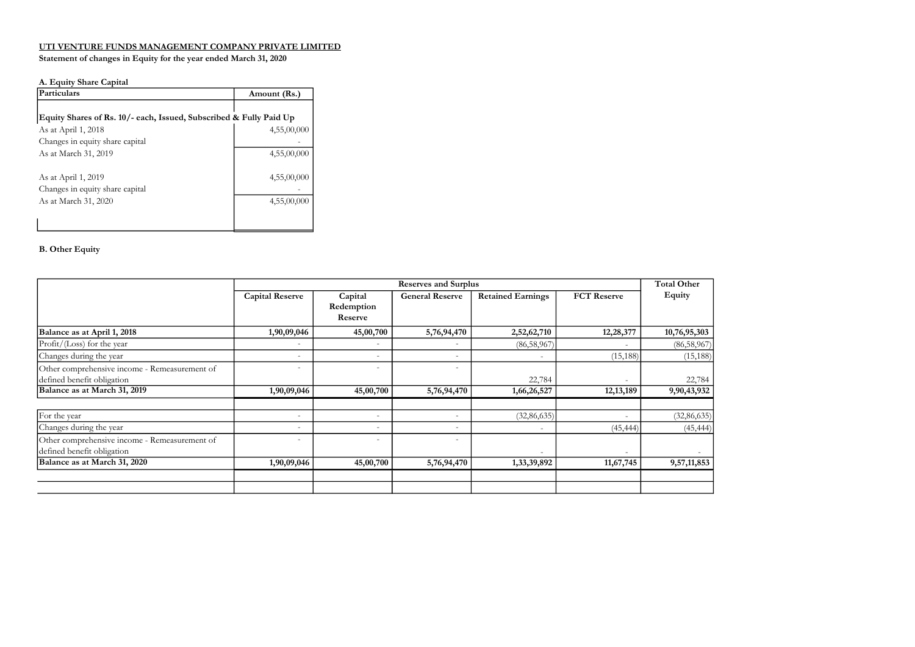**UTI VENTURE FUNDS MANAGEMENT COMPANY PRIVATE LIMITED**

**Statement of changes in Equity for the year ended March 31, 2020**

**A. Equity Share Capital**

| Particulars | Amount (Rs.) |
|---|---|
| **Equity Shares of Rs. 10/- each, Issued, Subscribed & Fully Paid Up** | |
| As at April 1, 2018 | 4,55,00,000 |
| Changes in equity share capital | - |
| As at March 31, 2019 | 4,55,00,000 |
| | |
| As at April 1, 2019 | 4,55,00,000 |
| Changes in equity share capital | - |
| As at March 31, 2020 | 4,55,00,000 |

**B. Other Equity**

| | Reserves and Surplus | | | | | Total Other Equity |
|---|---|---|---|---|---|---|
| | Capital Reserve | Capital Redemption Reserve | General Reserve | Retained Earnings | FCT Reserve | |
| **Balance as at April 1, 2018** | **1,90,09,046** | **45,00,700** | **5,76,94,470** | **2,52,62,710** | **12,28,377** | **10,76,95,303** |
| Profit/(Loss) for the year | - | - | - | (86,58,967) | - | (86,58,967) |
| Changes during the year | - | - | - | - | (15,188) | (15,188) |
| Other comprehensive income - Remeasurement of defined benefit obligation | - | - | - | 22,784 | - | 22,784 |
| **Balance as at March 31, 2019** | **1,90,09,046** | **45,00,700** | **5,76,94,470** | **1,66,26,527** | **12,13,189** | **9,90,43,932** |
| | | | | | | |
| For the year | - | - | - | (32,86,635) | - | (32,86,635) |
| Changes during the year | - | - | - | - | (45,444) | (45,444) |
| Other comprehensive income - Remeasurement of defined benefit obligation | - | - | - | - | - | - |
| **Balance as at March 31, 2020** | **1,90,09,046** | **45,00,700** | **5,76,94,470** | **1,33,39,892** | **11,67,745** | **9,57,11,853** |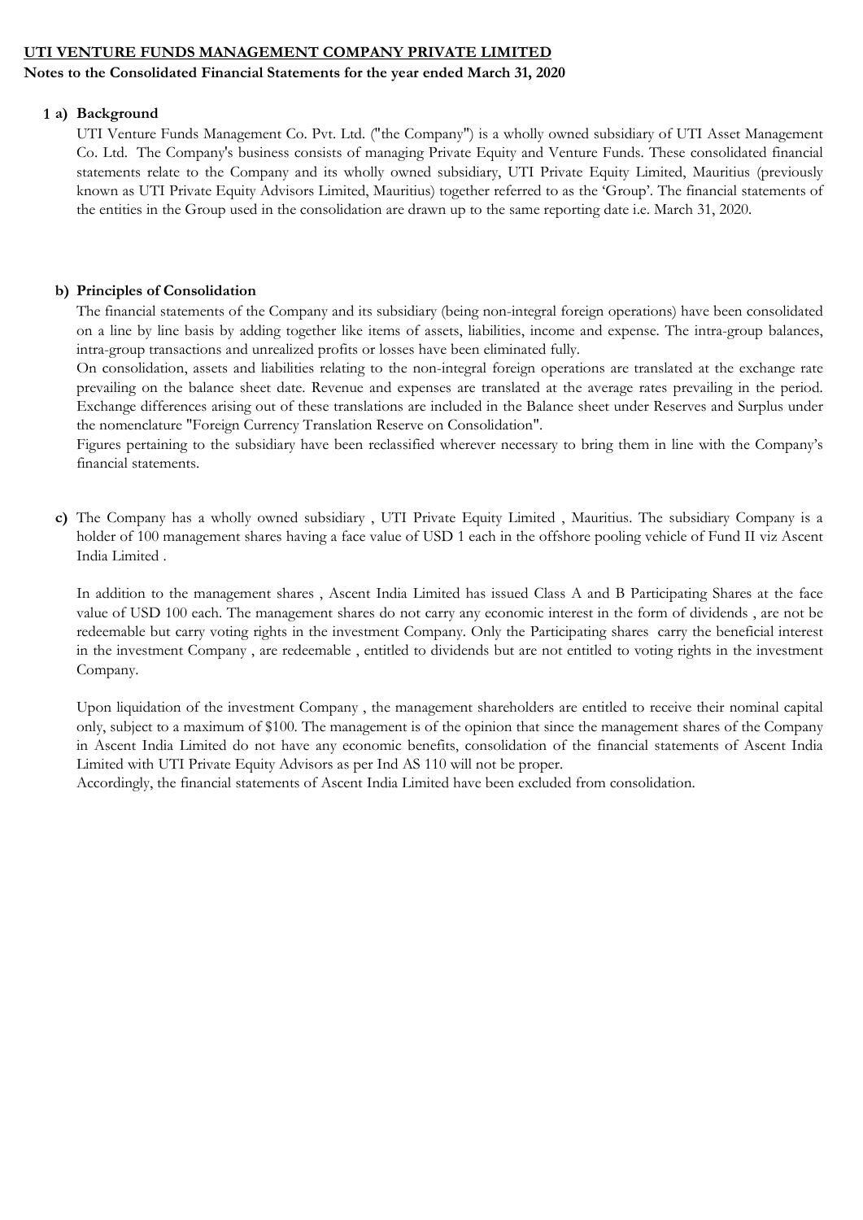**UTI VENTURE FUNDS MANAGEMENT COMPANY PRIVATE LIMITED**

**Notes to the Consolidated Financial Statements for the year ended March 31, 2020**

**1 a) Background**

UTI Venture Funds Management Co. Pvt. Ltd. ("the Company") is a wholly owned subsidiary of UTI Asset Management Co. Ltd. The Company's business consists of managing Private Equity and Venture Funds. These consolidated financial statements relate to the Company and its wholly owned subsidiary, UTI Private Equity Limited, Mauritius (previously known as UTI Private Equity Advisors Limited, Mauritius) together referred to as the 'Group'. The financial statements of the entities in the Group used in the consolidation are drawn up to the same reporting date i.e. March 31, 2020.

**b) Principles of Consolidation**

The financial statements of the Company and its subsidiary (being non-integral foreign operations) have been consolidated on a line by line basis by adding together like items of assets, liabilities, income and expense. The intra-group balances, intra-group transactions and unrealized profits or losses have been eliminated fully.

On consolidation, assets and liabilities relating to the non-integral foreign operations are translated at the exchange rate prevailing on the balance sheet date. Revenue and expenses are translated at the average rates prevailing in the period. Exchange differences arising out of these translations are included in the Balance sheet under Reserves and Surplus under the nomenclature "Foreign Currency Translation Reserve on Consolidation".

Figures pertaining to the subsidiary have been reclassified wherever necessary to bring them in line with the Company's financial statements.

**c)** The Company has a wholly owned subsidiary , UTI Private Equity Limited , Mauritius. The subsidiary Company is a holder of 100 management shares having a face value of USD 1 each in the offshore pooling vehicle of Fund II viz Ascent India Limited .

In addition to the management shares , Ascent India Limited has issued Class A and B Participating Shares at the face value of USD 100 each. The management shares do not carry any economic interest in the form of dividends , are not be redeemable but carry voting rights in the investment Company. Only the Participating shares carry the beneficial interest in the investment Company , are redeemable , entitled to dividends but are not entitled to voting rights in the investment Company.

Upon liquidation of the investment Company , the management shareholders are entitled to receive their nominal capital only, subject to a maximum of $100. The management is of the opinion that since the management shares of the Company in Ascent India Limited do not have any economic benefits, consolidation of the financial statements of Ascent India Limited with UTI Private Equity Advisors as per Ind AS 110 will not be proper.

Accordingly, the financial statements of Ascent India Limited have been excluded from consolidation.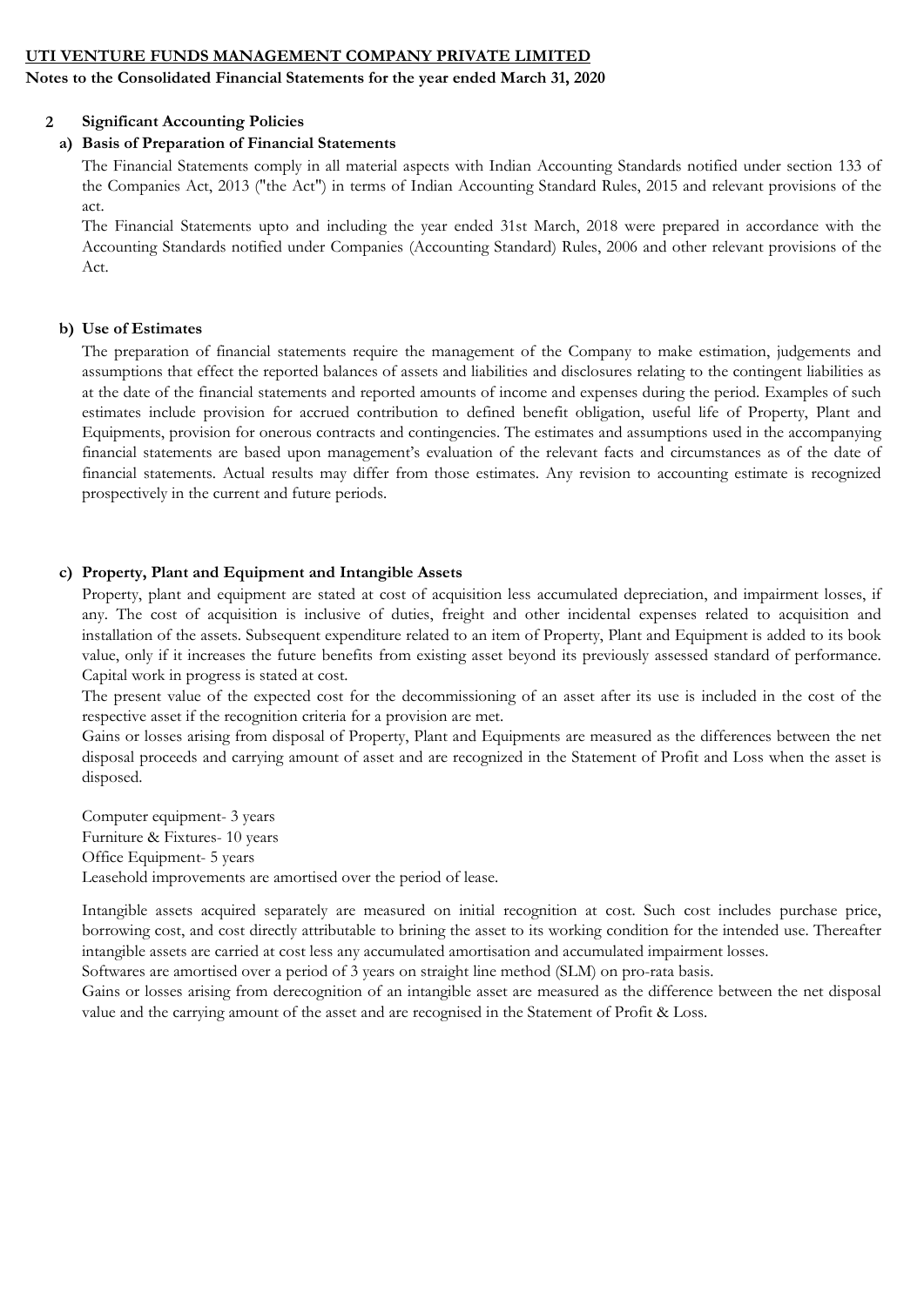**UTI VENTURE FUNDS MANAGEMENT COMPANY PRIVATE LIMITED**

**Notes to the Consolidated Financial Statements for the year ended March 31, 2020**

## 2 Significant Accounting Policies

### a) Basis of Preparation of Financial Statements

The Financial Statements comply in all material aspects with Indian Accounting Standards notified under section 133 of the Companies Act, 2013 ("the Act") in terms of Indian Accounting Standard Rules, 2015 and relevant provisions of the act.

The Financial Statements upto and including the year ended 31st March, 2018 were prepared in accordance with the Accounting Standards notified under Companies (Accounting Standard) Rules, 2006 and other relevant provisions of the Act.

### b) Use of Estimates

The preparation of financial statements require the management of the Company to make estimation, judgements and assumptions that effect the reported balances of assets and liabilities and disclosures relating to the contingent liabilities as at the date of the financial statements and reported amounts of income and expenses during the period. Examples of such estimates include provision for accrued contribution to defined benefit obligation, useful life of Property, Plant and Equipments, provision for onerous contracts and contingencies. The estimates and assumptions used in the accompanying financial statements are based upon management's evaluation of the relevant facts and circumstances as of the date of financial statements. Actual results may differ from those estimates. Any revision to accounting estimate is recognized prospectively in the current and future periods.

### c) Property, Plant and Equipment and Intangible Assets

Property, plant and equipment are stated at cost of acquisition less accumulated depreciation, and impairment losses, if any. The cost of acquisition is inclusive of duties, freight and other incidental expenses related to acquisition and installation of the assets. Subsequent expenditure related to an item of Property, Plant and Equipment is added to its book value, only if it increases the future benefits from existing asset beyond its previously assessed standard of performance. Capital work in progress is stated at cost.

The present value of the expected cost for the decommissioning of an asset after its use is included in the cost of the respective asset if the recognition criteria for a provision are met.

Gains or losses arising from disposal of Property, Plant and Equipments are measured as the differences between the net disposal proceeds and carrying amount of asset and are recognized in the Statement of Profit and Loss when the asset is disposed.

Computer equipment- 3 years
Furniture & Fixtures- 10 years
Office Equipment- 5 years
Leasehold improvements are amortised over the period of lease.

Intangible assets acquired separately are measured on initial recognition at cost. Such cost includes purchase price, borrowing cost, and cost directly attributable to brining the asset to its working condition for the intended use. Thereafter intangible assets are carried at cost less any accumulated amortisation and accumulated impairment losses.

Softwares are amortised over a period of 3 years on straight line method (SLM) on pro-rata basis.

Gains or losses arising from derecognition of an intangible asset are measured as the difference between the net disposal value and the carrying amount of the asset and are recognised in the Statement of Profit & Loss.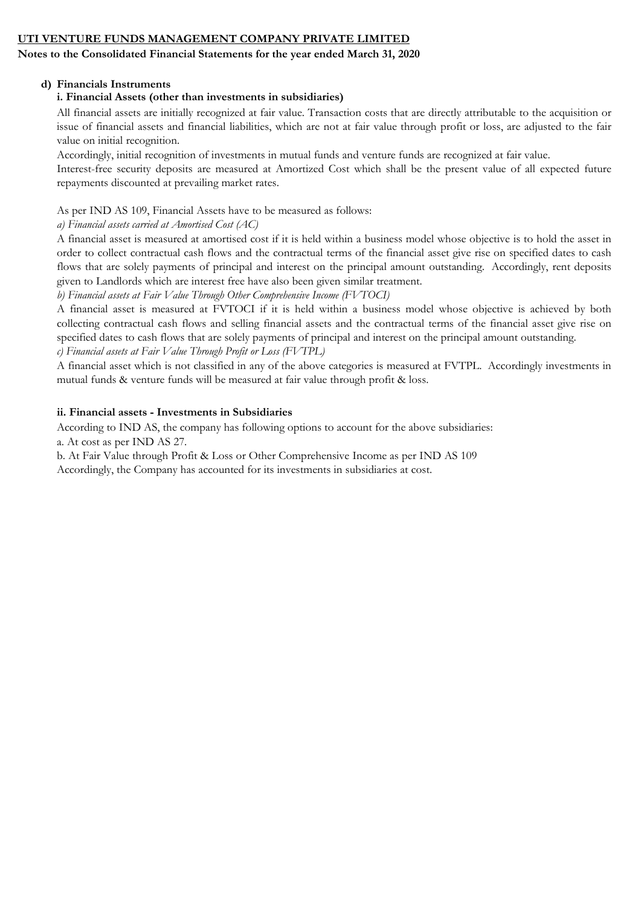**d) Financials Instruments**

**i. Financial Assets (other than investments in subsidiaries)**

All financial assets are initially recognized at fair value. Transaction costs that are directly attributable to the acquisition or issue of financial assets and financial liabilities, which are not at fair value through profit or loss, are adjusted to the fair value on initial recognition.

Accordingly, initial recognition of investments in mutual funds and venture funds are recognized at fair value.

Interest-free security deposits are measured at Amortized Cost which shall be the present value of all expected future repayments discounted at prevailing market rates.

As per IND AS 109, Financial Assets have to be measured as follows:

*a) Financial assets carried at Amortised Cost (AC)*

A financial asset is measured at amortised cost if it is held within a business model whose objective is to hold the asset in order to collect contractual cash flows and the contractual terms of the financial asset give rise on specified dates to cash flows that are solely payments of principal and interest on the principal amount outstanding. Accordingly, rent deposits given to Landlords which are interest free have also been given similar treatment.

*b) Financial assets at Fair Value Through Other Comprehensive Income (FVTOCI)*

A financial asset is measured at FVTOCI if it is held within a business model whose objective is achieved by both collecting contractual cash flows and selling financial assets and the contractual terms of the financial asset give rise on specified dates to cash flows that are solely payments of principal and interest on the principal amount outstanding.

*c) Financial assets at Fair Value Through Profit or Loss (FVTPL)*

A financial asset which is not classified in any of the above categories is measured at FVTPL. Accordingly investments in mutual funds & venture funds will be measured at fair value through profit & loss.

**ii. Financial assets - Investments in Subsidiaries**

According to IND AS, the company has following options to account for the above subsidiaries:

a. At cost as per IND AS 27.

b. At Fair Value through Profit & Loss or Other Comprehensive Income as per IND AS 109

Accordingly, the Company has accounted for its investments in subsidiaries at cost.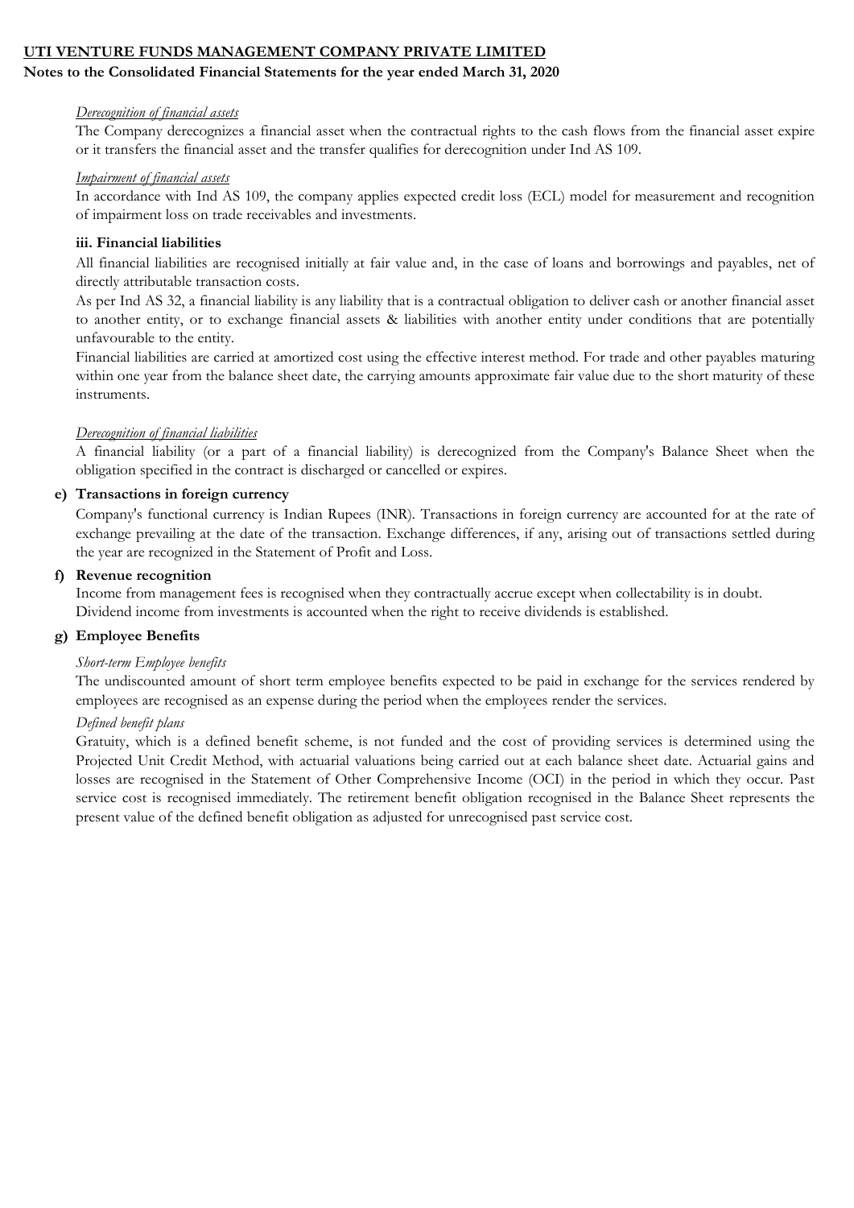*Derecognition of financial assets*

The Company derecognizes a financial asset when the contractual rights to the cash flows from the financial asset expire or it transfers the financial asset and the transfer qualifies for derecognition under Ind AS 109.

*Impairment of financial assets*

In accordance with Ind AS 109, the company applies expected credit loss (ECL) model for measurement and recognition of impairment loss on trade receivables and investments.

**iii. Financial liabilities**

All financial liabilities are recognised initially at fair value and, in the case of loans and borrowings and payables, net of directly attributable transaction costs.

As per Ind AS 32, a financial liability is any liability that is a contractual obligation to deliver cash or another financial asset to another entity, or to exchange financial assets & liabilities with another entity under conditions that are potentially unfavourable to the entity.

Financial liabilities are carried at amortized cost using the effective interest method. For trade and other payables maturing within one year from the balance sheet date, the carrying amounts approximate fair value due to the short maturity of these instruments.

*Derecognition of financial liabilities*

A financial liability (or a part of a financial liability) is derecognized from the Company's Balance Sheet when the obligation specified in the contract is discharged or cancelled or expires.

**e) Transactions in foreign currency**

Company's functional currency is Indian Rupees (INR). Transactions in foreign currency are accounted for at the rate of exchange prevailing at the date of the transaction. Exchange differences, if any, arising out of transactions settled during the year are recognized in the Statement of Profit and Loss.

**f) Revenue recognition**

Income from management fees is recognised when they contractually accrue except when collectability is in doubt.
Dividend income from investments is accounted when the right to receive dividends is established.

**g) Employee Benefits**

*Short-term Employee benefits*

The undiscounted amount of short term employee benefits expected to be paid in exchange for the services rendered by employees are recognised as an expense during the period when the employees render the services.

*Defined benefit plans*

Gratuity, which is a defined benefit scheme, is not funded and the cost of providing services is determined using the Projected Unit Credit Method, with actuarial valuations being carried out at each balance sheet date. Actuarial gains and losses are recognised in the Statement of Other Comprehensive Income (OCI) in the period in which they occur. Past service cost is recognised immediately. The retirement benefit obligation recognised in the Balance Sheet represents the present value of the defined benefit obligation as adjusted for unrecognised past service cost.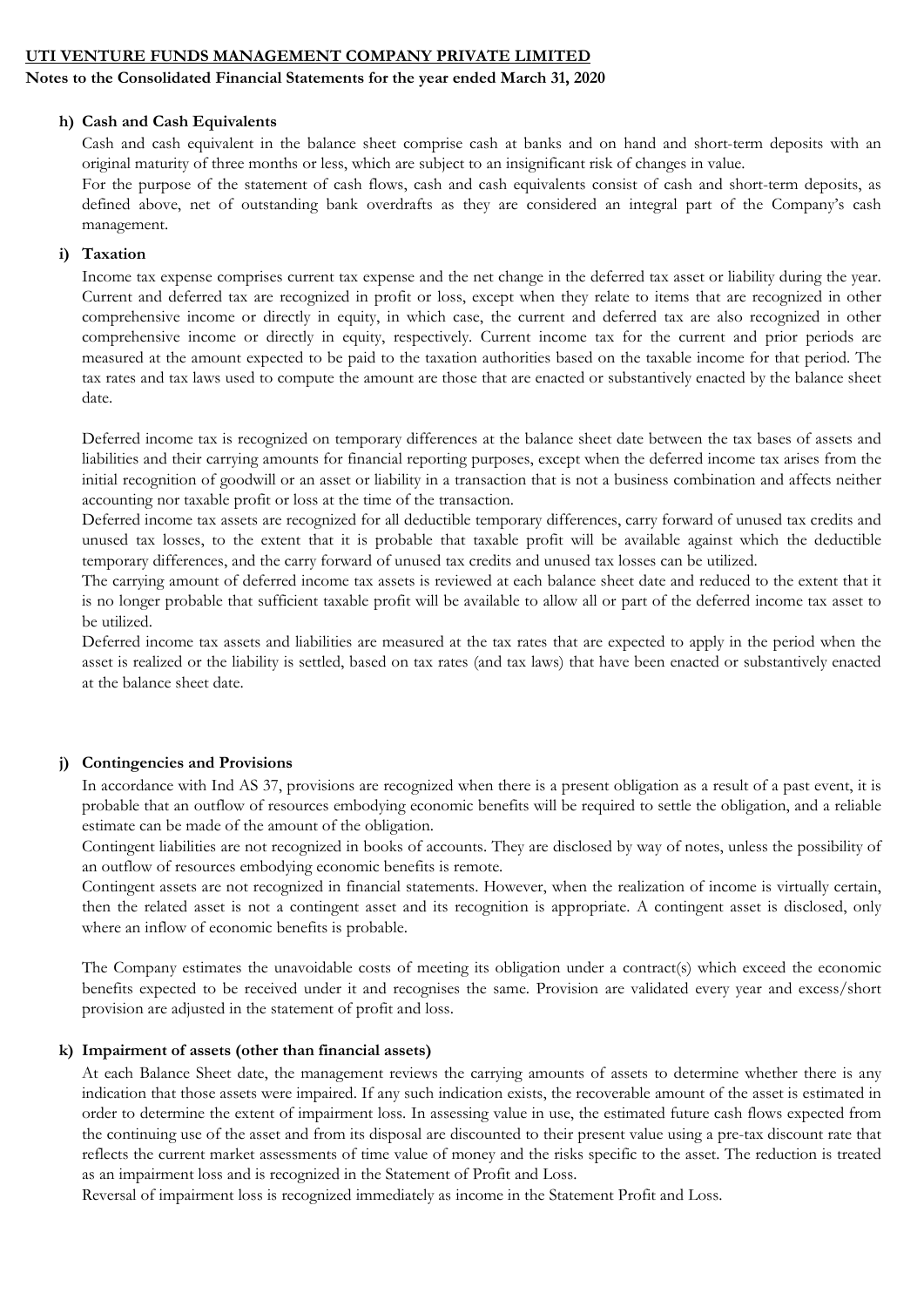**UTI VENTURE FUNDS MANAGEMENT COMPANY PRIVATE LIMITED**

**Notes to the Consolidated Financial Statements for the year ended March 31, 2020**

**h) Cash and Cash Equivalents**

Cash and cash equivalent in the balance sheet comprise cash at banks and on hand and short-term deposits with an original maturity of three months or less, which are subject to an insignificant risk of changes in value.

For the purpose of the statement of cash flows, cash and cash equivalents consist of cash and short-term deposits, as defined above, net of outstanding bank overdrafts as they are considered an integral part of the Company's cash management.

**i) Taxation**

Income tax expense comprises current tax expense and the net change in the deferred tax asset or liability during the year. Current and deferred tax are recognized in profit or loss, except when they relate to items that are recognized in other comprehensive income or directly in equity, in which case, the current and deferred tax are also recognized in other comprehensive income or directly in equity, respectively. Current income tax for the current and prior periods are measured at the amount expected to be paid to the taxation authorities based on the taxable income for that period. The tax rates and tax laws used to compute the amount are those that are enacted or substantively enacted by the balance sheet date.

Deferred income tax is recognized on temporary differences at the balance sheet date between the tax bases of assets and liabilities and their carrying amounts for financial reporting purposes, except when the deferred income tax arises from the initial recognition of goodwill or an asset or liability in a transaction that is not a business combination and affects neither accounting nor taxable profit or loss at the time of the transaction.

Deferred income tax assets are recognized for all deductible temporary differences, carry forward of unused tax credits and unused tax losses, to the extent that it is probable that taxable profit will be available against which the deductible temporary differences, and the carry forward of unused tax credits and unused tax losses can be utilized.

The carrying amount of deferred income tax assets is reviewed at each balance sheet date and reduced to the extent that it is no longer probable that sufficient taxable profit will be available to allow all or part of the deferred income tax asset to be utilized.

Deferred income tax assets and liabilities are measured at the tax rates that are expected to apply in the period when the asset is realized or the liability is settled, based on tax rates (and tax laws) that have been enacted or substantively enacted at the balance sheet date.

**j) Contingencies and Provisions**

In accordance with Ind AS 37, provisions are recognized when there is a present obligation as a result of a past event, it is probable that an outflow of resources embodying economic benefits will be required to settle the obligation, and a reliable estimate can be made of the amount of the obligation.

Contingent liabilities are not recognized in books of accounts. They are disclosed by way of notes, unless the possibility of an outflow of resources embodying economic benefits is remote.

Contingent assets are not recognized in financial statements. However, when the realization of income is virtually certain, then the related asset is not a contingent asset and its recognition is appropriate. A contingent asset is disclosed, only where an inflow of economic benefits is probable.

The Company estimates the unavoidable costs of meeting its obligation under a contract(s) which exceed the economic benefits expected to be received under it and recognises the same. Provision are validated every year and excess/short provision are adjusted in the statement of profit and loss.

**k) Impairment of assets (other than financial assets)**

At each Balance Sheet date, the management reviews the carrying amounts of assets to determine whether there is any indication that those assets were impaired. If any such indication exists, the recoverable amount of the asset is estimated in order to determine the extent of impairment loss. In assessing value in use, the estimated future cash flows expected from the continuing use of the asset and from its disposal are discounted to their present value using a pre-tax discount rate that reflects the current market assessments of time value of money and the risks specific to the asset. The reduction is treated as an impairment loss and is recognized in the Statement of Profit and Loss.

Reversal of impairment loss is recognized immediately as income in the Statement Profit and Loss.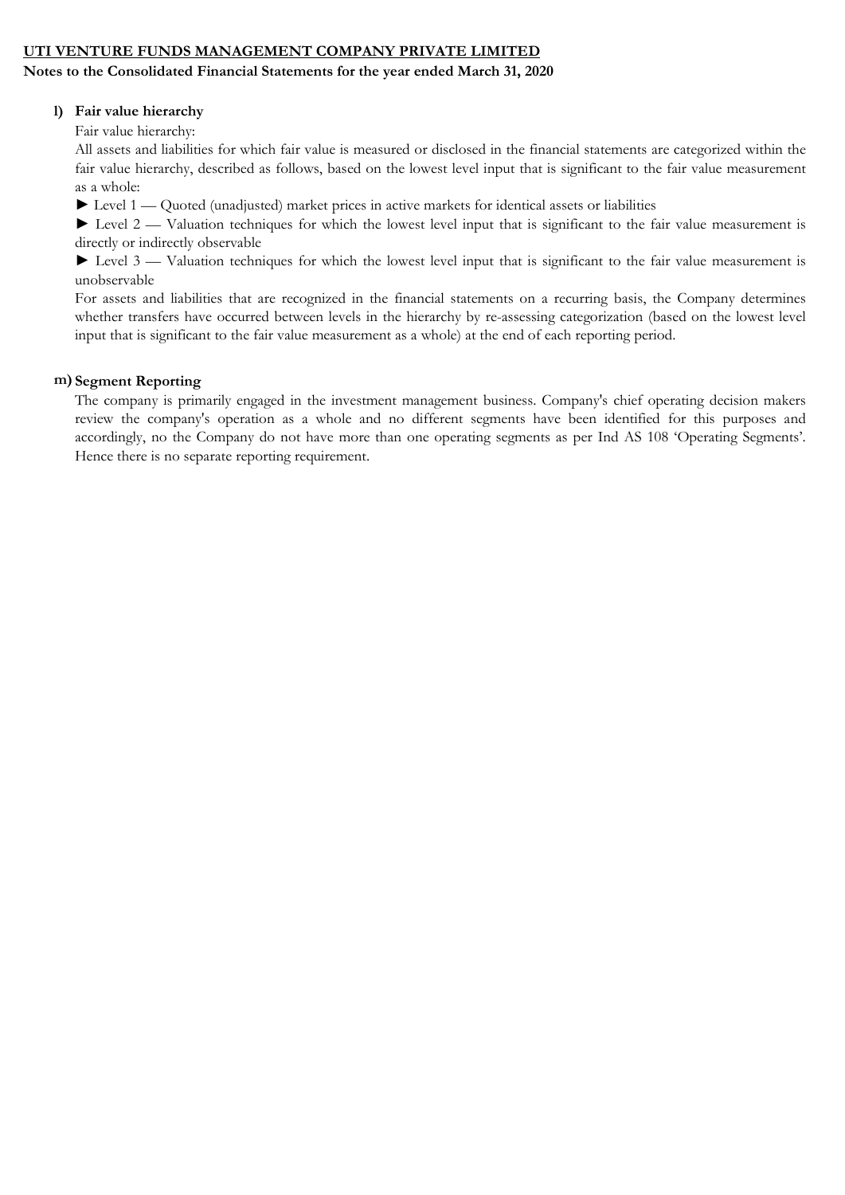**UTI VENTURE FUNDS MANAGEMENT COMPANY PRIVATE LIMITED**

**Notes to the Consolidated Financial Statements for the year ended March 31, 2020**

**l) Fair value hierarchy**

Fair value hierarchy:

All assets and liabilities for which fair value is measured or disclosed in the financial statements are categorized within the fair value hierarchy, described as follows, based on the lowest level input that is significant to the fair value measurement as a whole:

► Level 1 — Quoted (unadjusted) market prices in active markets for identical assets or liabilities

► Level 2 — Valuation techniques for which the lowest level input that is significant to the fair value measurement is directly or indirectly observable

► Level 3 — Valuation techniques for which the lowest level input that is significant to the fair value measurement is unobservable

For assets and liabilities that are recognized in the financial statements on a recurring basis, the Company determines whether transfers have occurred between levels in the hierarchy by re-assessing categorization (based on the lowest level input that is significant to the fair value measurement as a whole) at the end of each reporting period.

**m) Segment Reporting**

The company is primarily engaged in the investment management business. Company's chief operating decision makers review the company's operation as a whole and no different segments have been identified for this purposes and accordingly, no the Company do not have more than one operating segments as per Ind AS 108 'Operating Segments'. Hence there is no separate reporting requirement.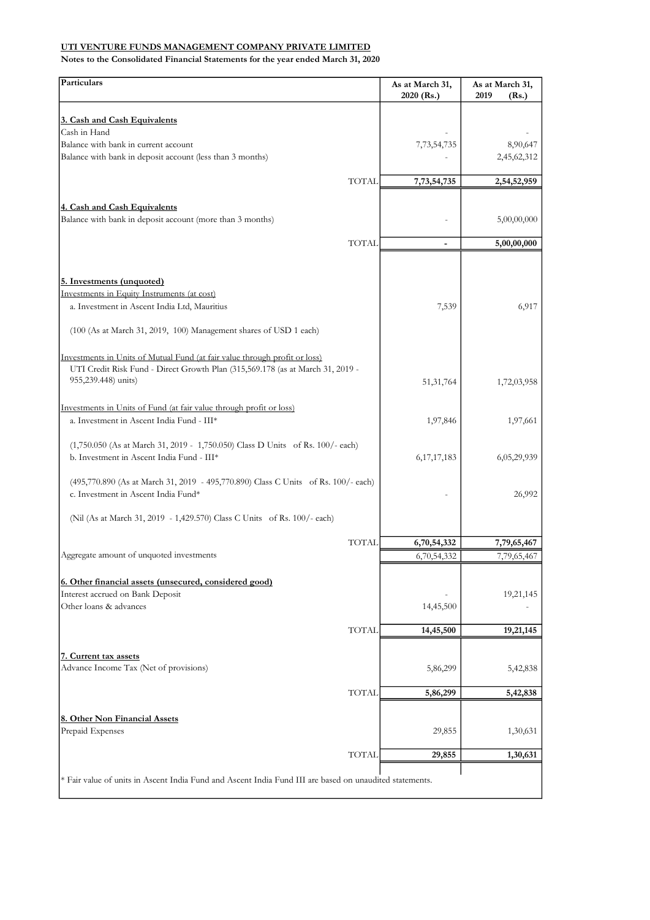**UTI VENTURE FUNDS MANAGEMENT COMPANY PRIVATE LIMITED**

**Notes to the Consolidated Financial Statements for the year ended March 31, 2020**

| Particulars | As at March 31, 2020 (Rs.) | As at March 31, 2019 (Rs.) |
|---|---|---|
| **3. Cash and Cash Equivalents** | | |
| Cash in Hand | - | - |
| Balance with bank in current account | 7,73,54,735 | 8,90,647 |
| Balance with bank in deposit account (less than 3 months) | - | 2,45,62,312 |
| TOTAL | **7,73,54,735** | **2,54,52,959** |
| **4. Cash and Cash Equivalents** | | |
| Balance with bank in deposit account (more than 3 months) | - | 5,00,00,000 |
| TOTAL | **-** | **5,00,00,000** |
| **5. Investments (unquoted)** | | |
| Investments in Equity Instruments (at cost) | | |
| a. Investment in Ascent India Ltd, Mauritius | 7,539 | 6,917 |
| (100 (As at March 31, 2019, 100) Management shares of USD 1 each) | | |
| Investments in Units of Mutual Fund (at fair value through profit or loss) | | |
| UTI Credit Risk Fund - Direct Growth Plan (315,569.178 (as at March 31, 2019 - 955,239.448) units) | 51,31,764 | 1,72,03,958 |
| Investments in Units of Fund (at fair value through profit or loss) | | |
| a. Investment in Ascent India Fund - III* | 1,97,846 | 1,97,661 |
| (1,750.050 (As at March 31, 2019 - 1,750.050) Class D Units of Rs. 100/- each) | | |
| b. Investment in Ascent India Fund - III* | 6,17,17,183 | 6,05,29,939 |
| (495,770.890 (As at March 31, 2019 - 495,770.890) Class C Units of Rs. 100/- each) | | |
| c. Investment in Ascent India Fund* | - | 26,992 |
| (Nil (As at March 31, 2019 - 1,429.570) Class C Units of Rs. 100/- each) | | |
| TOTAL | **6,70,54,332** | **7,79,65,467** |
| Aggregate amount of unquoted investments | 6,70,54,332 | 7,79,65,467 |
| **6. Other financial assets (unsecured, considered good)** | | |
| Interest accrued on Bank Deposit | - | 19,21,145 |
| Other loans & advances | 14,45,500 | - |
| TOTAL | **14,45,500** | **19,21,145** |
| **7. Current tax assets** | | |
| Advance Income Tax (Net of provisions) | 5,86,299 | 5,42,838 |
| TOTAL | **5,86,299** | **5,42,838** |
| **8. Other Non Financial Assets** | | |
| Prepaid Expenses | 29,855 | 1,30,631 |
| TOTAL | **29,855** | **1,30,631** |

* Fair value of units in Ascent India Fund and Ascent India Fund III are based on unaudited statements.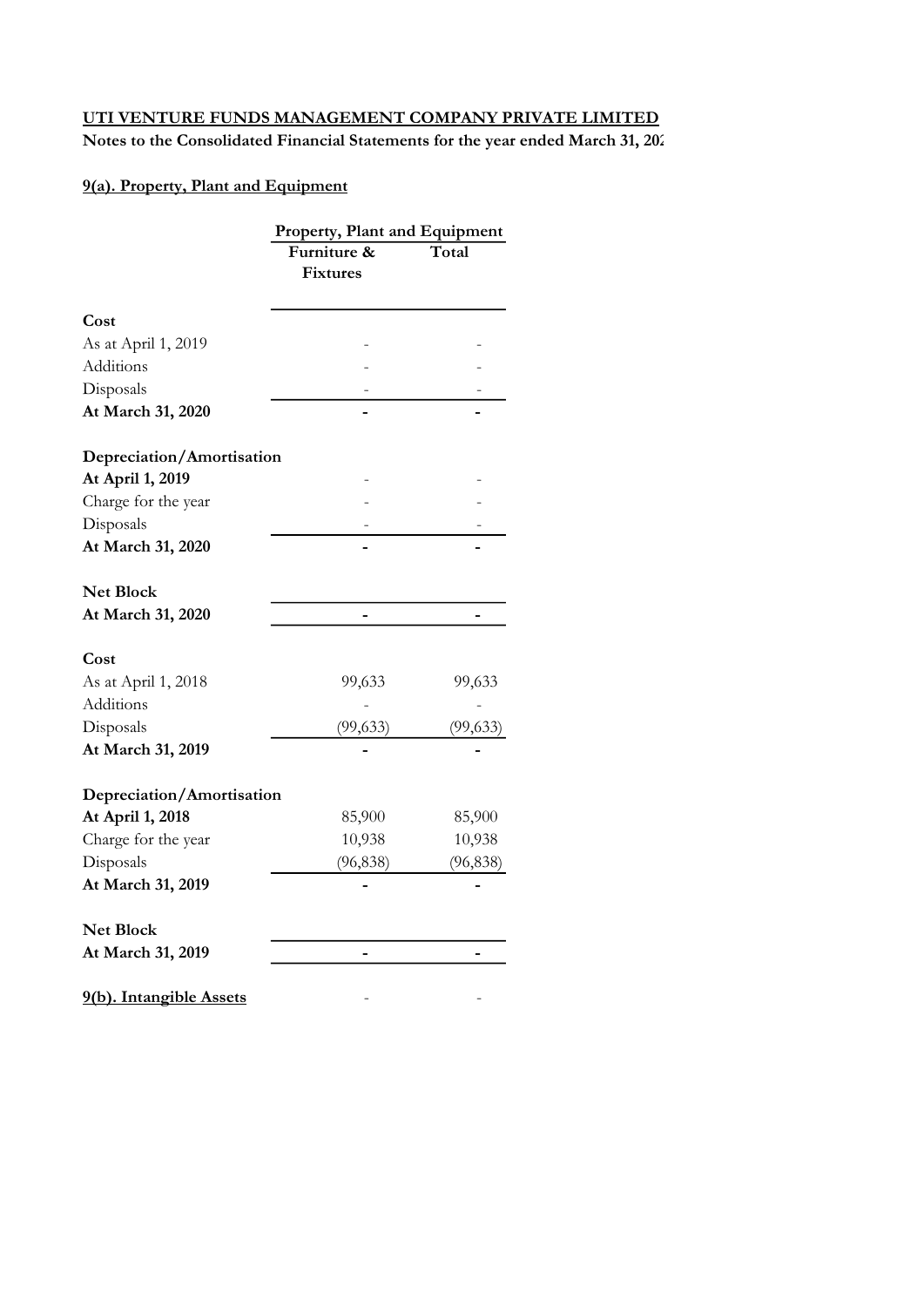**UTI VENTURE FUNDS MANAGEMENT COMPANY PRIVATE LIMITED**

**Notes to the Consolidated Financial Statements for the year ended March 31, 202**

## 9(a). Property, Plant and Equipment

| | Property, Plant and Equipment | |
|---|---|---|
| | Furniture & Fixtures | Total |
| **Cost** | | |
| As at April 1, 2019 | - | - |
| Additions | - | - |
| Disposals | - | - |
| **At March 31, 2020** | **-** | **-** |
| **Depreciation/Amortisation** | | |
| **At April 1, 2019** | - | - |
| Charge for the year | - | - |
| Disposals | - | - |
| **At March 31, 2020** | **-** | **-** |
| **Net Block** | | |
| **At March 31, 2020** | **-** | **-** |
| **Cost** | | |
| As at April 1, 2018 | 99,633 | 99,633 |
| Additions | - | - |
| Disposals | (99,633) | (99,633) |
| **At March 31, 2019** | **-** | **-** |
| **Depreciation/Amortisation** | | |
| **At April 1, 2018** | 85,900 | 85,900 |
| Charge for the year | 10,938 | 10,938 |
| Disposals | (96,838) | (96,838) |
| **At March 31, 2019** | **-** | **-** |
| **Net Block** | | |
| **At March 31, 2019** | **-** | **-** |

| **9(b). Intangible Assets** | - | - |
|---|---|---|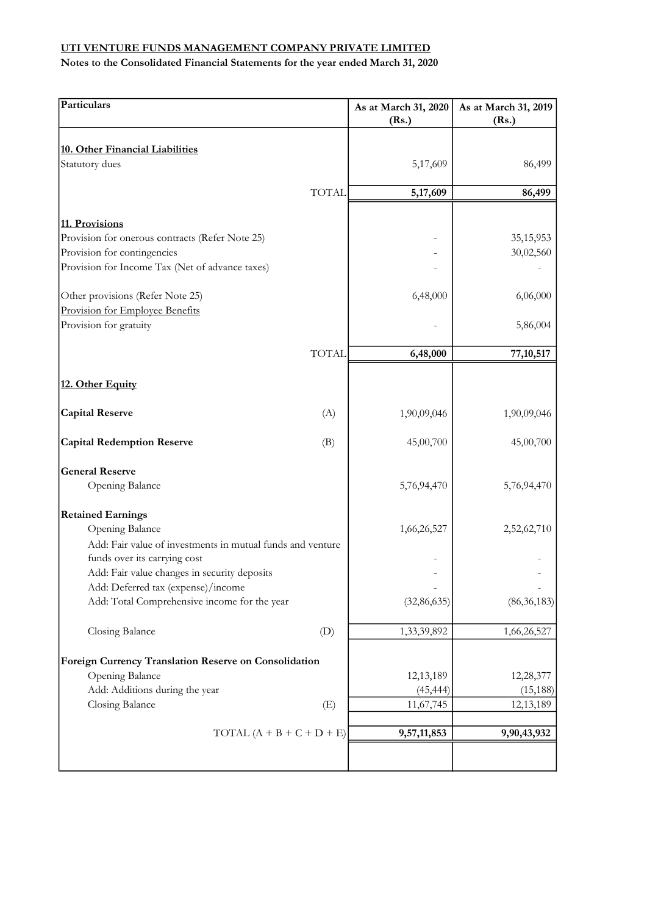**UTI VENTURE FUNDS MANAGEMENT COMPANY PRIVATE LIMITED**

**Notes to the Consolidated Financial Statements for the year ended March 31, 2020**

| Particulars | | As at March 31, 2020 (Rs.) | As at March 31, 2019 (Rs.) |
|---|---|---|---|
| **10. Other Financial Liabilities** | | | |
| Statutory dues | | 5,17,609 | 86,499 |
| | TOTAL | **5,17,609** | **86,499** |
| **11. Provisions** | | | |
| Provision for onerous contracts (Refer Note 25) | | - | 35,15,953 |
| Provision for contingencies | | - | 30,02,560 |
| Provision for Income Tax (Net of advance taxes) | | - | - |
| Other provisions (Refer Note 25) | | 6,48,000 | 6,06,000 |
| Provision for Employee Benefits | | | |
| Provision for gratuity | | - | 5,86,004 |
| | TOTAL | **6,48,000** | **77,10,517** |
| **12. Other Equity** | | | |
| **Capital Reserve** | (A) | 1,90,09,046 | 1,90,09,046 |
| **Capital Redemption Reserve** | (B) | 45,00,700 | 45,00,700 |
| **General Reserve** | | | |
| Opening Balance | | 5,76,94,470 | 5,76,94,470 |
| **Retained Earnings** | | | |
| Opening Balance | | 1,66,26,527 | 2,52,62,710 |
| Add: Fair value of investments in mutual funds and venture funds over its carrying cost | | - | - |
| Add: Fair value changes in security deposits | | - | - |
| Add: Deferred tax (expense)/income | | - | - |
| Add: Total Comprehensive income for the year | | (32,86,635) | (86,36,183) |
| Closing Balance | (D) | 1,33,39,892 | 1,66,26,527 |
| **Foreign Currency Translation Reserve on Consolidation** | | | |
| Opening Balance | | 12,13,189 | 12,28,377 |
| Add: Additions during the year | | (45,444) | (15,188) |
| Closing Balance | (E) | 11,67,745 | 12,13,189 |
| | TOTAL (A + B + C + D + E) | **9,57,11,853** | **9,90,43,932** |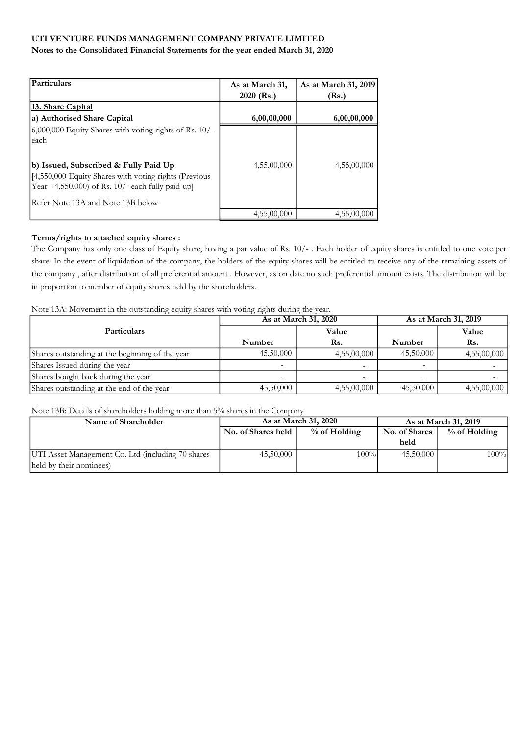**UTI VENTURE FUNDS MANAGEMENT COMPANY PRIVATE LIMITED**

**Notes to the Consolidated Financial Statements for the year ended March 31, 2020**

| Particulars | As at March 31, 2020 (Rs.) | As at March 31, 2019 (Rs.) |
|---|---|---|
| **13. Share Capital** | | |
| **a) Authorised Share Capital** | **6,00,00,000** | **6,00,00,000** |
| 6,000,000 Equity Shares with voting rights of Rs. 10/- each | | |
| **b) Issued, Subscribed & Fully Paid Up** [4,550,000 Equity Shares with voting rights (Previous Year - 4,550,000) of Rs. 10/- each fully paid-up] | 4,55,00,000 | 4,55,00,000 |
| Refer Note 13A and Note 13B below | | |
| | 4,55,00,000 | 4,55,00,000 |

**Terms/rights to attached equity shares :**

The Company has only one class of Equity share, having a par value of Rs. 10/- . Each holder of equity shares is entitled to one vote per share. In the event of liquidation of the company, the holders of the equity shares will be entitled to receive any of the remaining assets of the company , after distribution of all preferential amount . However, as on date no such preferential amount exists. The distribution will be in proportion to number of equity shares held by the shareholders.

Note 13A: Movement in the outstanding equity shares with voting rights during the year.

| Particulars | As at March 31, 2020 | | As at March 31, 2019 | |
|---|---|---|---|---|
| | Number | Value Rs. | Number | Value Rs. |
| Shares outstanding at the beginning of the year | 45,50,000 | 4,55,00,000 | 45,50,000 | 4,55,00,000 |
| Shares Issued during the year | - | - | - | - |
| Shares bought back during the year | - | - | - | - |
| Shares outstanding at the end of the year | 45,50,000 | 4,55,00,000 | 45,50,000 | 4,55,00,000 |

Note 13B: Details of shareholders holding more than 5% shares in the Company

| Name of Shareholder | As at March 31, 2020 | | As at March 31, 2019 | |
|---|---|---|---|---|
| | No. of Shares held | % of Holding | No. of Shares held | % of Holding |
| UTI Asset Management Co. Ltd (including 70 shares held by their nominees) | 45,50,000 | 100% | 45,50,000 | 100% |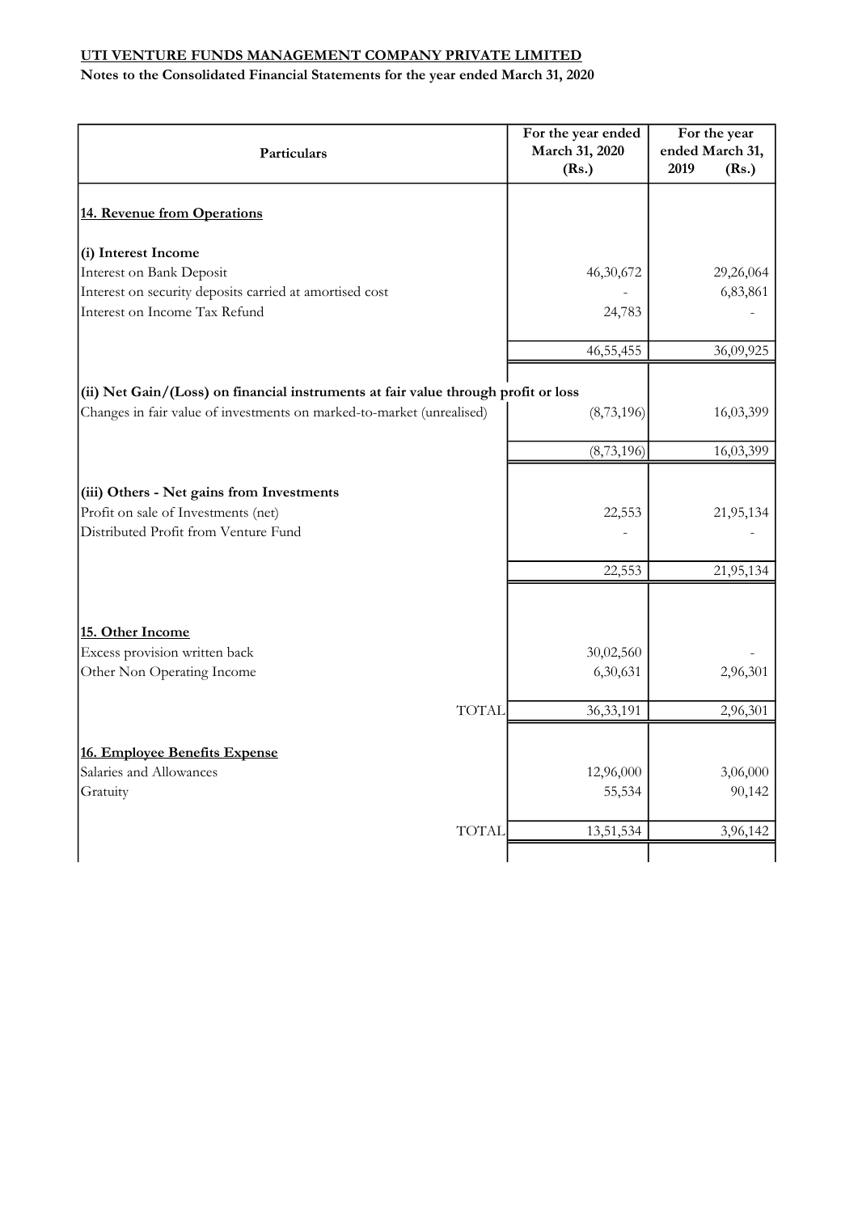**UTI VENTURE FUNDS MANAGEMENT COMPANY PRIVATE LIMITED**

**Notes to the Consolidated Financial Statements for the year ended March 31, 2020**

| Particulars | For the year ended March 31, 2020 (Rs.) | For the year ended March 31, 2019 (Rs.) |
|---|---|---|
| **14. Revenue from Operations** | | |
| **(i) Interest Income** | | |
| Interest on Bank Deposit | 46,30,672 | 29,26,064 |
| Interest on security deposits carried at amortised cost | - | 6,83,861 |
| Interest on Income Tax Refund | 24,783 | - |
| | 46,55,455 | 36,09,925 |
| **(ii) Net Gain/(Loss) on financial instruments at fair value through profit or loss** | | |
| Changes in fair value of investments on marked-to-market (unrealised) | (8,73,196) | 16,03,399 |
| | (8,73,196) | 16,03,399 |
| **(iii) Others - Net gains from Investments** | | |
| Profit on sale of Investments (net) | 22,553 | 21,95,134 |
| Distributed Profit from Venture Fund | - | - |
| | 22,553 | 21,95,134 |
| **15. Other Income** | | |
| Excess provision written back | 30,02,560 | - |
| Other Non Operating Income | 6,30,631 | 2,96,301 |
| TOTAL | 36,33,191 | 2,96,301 |
| **16. Employee Benefits Expense** | | |
| Salaries and Allowances | 12,96,000 | 3,06,000 |
| Gratuity | 55,534 | 90,142 |
| TOTAL | 13,51,534 | 3,96,142 |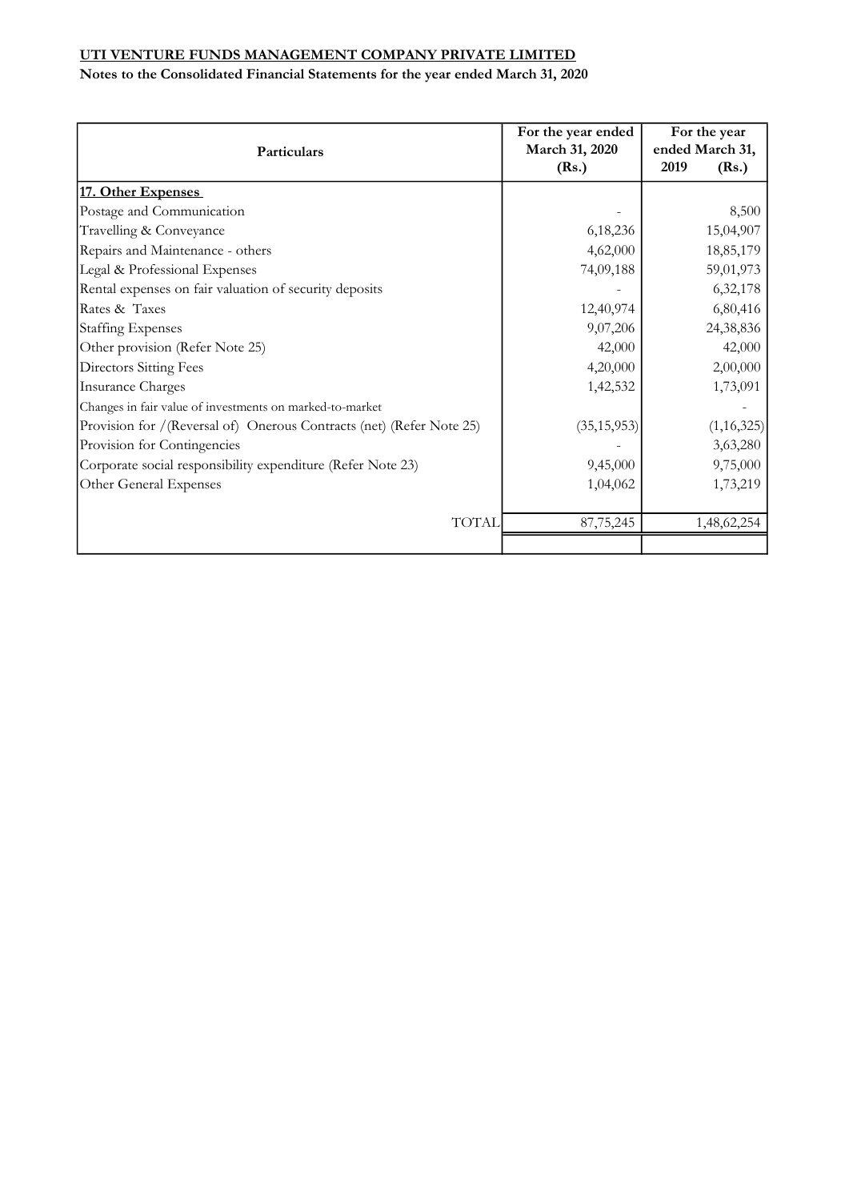**UTI VENTURE FUNDS MANAGEMENT COMPANY PRIVATE LIMITED**

**Notes to the Consolidated Financial Statements for the year ended March 31, 2020**

| Particulars | For the year ended March 31, 2020 (Rs.) | For the year ended March 31, 2019 (Rs.) |
|---|---|---|
| **17. Other Expenses** | | |
| Postage and Communication | - | 8,500 |
| Travelling & Conveyance | 6,18,236 | 15,04,907 |
| Repairs and Maintenance - others | 4,62,000 | 18,85,179 |
| Legal & Professional Expenses | 74,09,188 | 59,01,973 |
| Rental expenses on fair valuation of security deposits | - | 6,32,178 |
| Rates & Taxes | 12,40,974 | 6,80,416 |
| Staffing Expenses | 9,07,206 | 24,38,836 |
| Other provision (Refer Note 25) | 42,000 | 42,000 |
| Directors Sitting Fees | 4,20,000 | 2,00,000 |
| Insurance Charges | 1,42,532 | 1,73,091 |
| Changes in fair value of investments on marked-to-market | | - |
| Provision for /(Reversal of) Onerous Contracts (net) (Refer Note 25) | (35,15,953) | (1,16,325) |
| Provision for Contingencies | - | 3,63,280 |
| Corporate social responsibility expenditure (Refer Note 23) | 9,45,000 | 9,75,000 |
| Other General Expenses | 1,04,062 | 1,73,219 |
| TOTAL | 87,75,245 | 1,48,62,254 |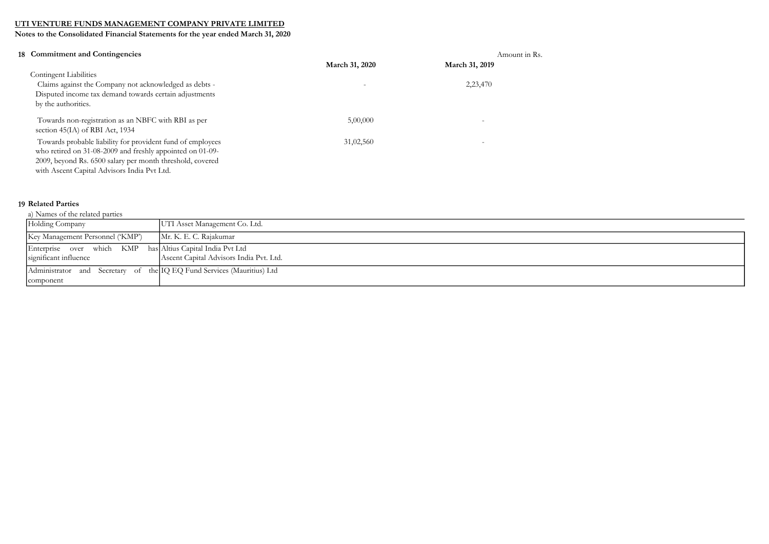**UTI VENTURE FUNDS MANAGEMENT COMPANY PRIVATE LIMITED**

**Notes to the Consolidated Financial Statements for the year ended March 31, 2020**

## 18 Commitment and Contingencies

Amount in Rs.

| | March 31, 2020 | March 31, 2019 |
|---|---|---|
| Contingent Liabilities | | |
| Claims against the Company not acknowledged as debts - Disputed income tax demand towards certain adjustments by the authorities. | - | 2,23,470 |
| Towards non-registration as an NBFC with RBI as per section 45(IA) of RBI Act, 1934 | 5,00,000 | - |
| Towards probable liability for provident fund of employees who retired on 31-08-2009 and freshly appointed on 01-09-2009, beyond Rs. 6500 salary per month threshold, covered with Ascent Capital Advisors India Pvt Ltd. | 31,02,560 | - |

## 19 Related Parties

a) Names of the related parties

| | |
|---|---|
| Holding Company | UTI Asset Management Co. Ltd. |
| Key Management Personnel ('KMP') | Mr. K. E. C. Rajakumar |
| Enterprise over which KMP has significant influence | Altius Capital India Pvt Ltd<br>Ascent Capital Advisors India Pvt. Ltd. |
| Administrator and Secretary of the component | IQ EQ Fund Services (Mauritius) Ltd |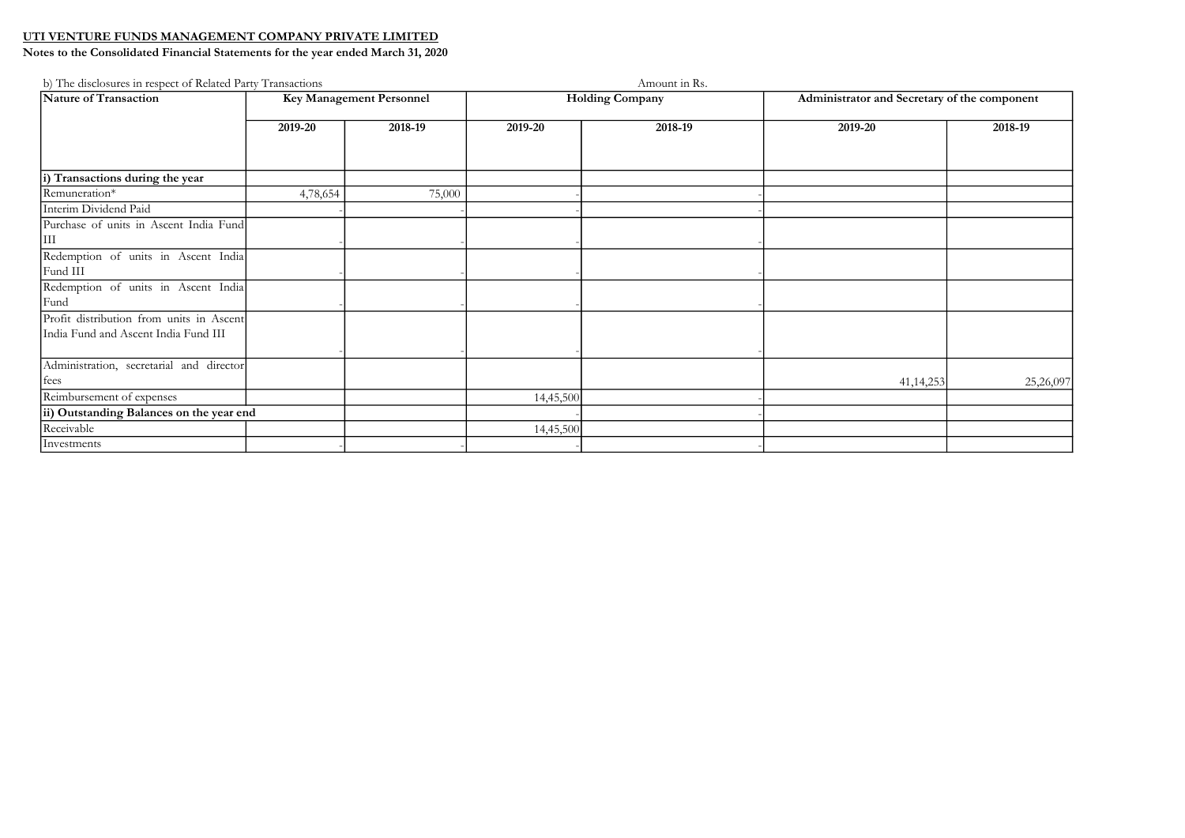**UTI VENTURE FUNDS MANAGEMENT COMPANY PRIVATE LIMITED**

**Notes to the Consolidated Financial Statements for the year ended March 31, 2020**

b) The disclosures in respect of Related Party Transactions

Amount in Rs.

| Nature of Transaction | Key Management Personnel | | Holding Company | | Administrator and Secretary of the component | |
|---|---|---|---|---|---|---|
| | 2019-20 | 2018-19 | 2019-20 | 2018-19 | 2019-20 | 2018-19 |
| **i) Transactions during the year** | | | | | | |
| Remuneration* | 4,78,654 | 75,000 | - | - | | |
| Interim Dividend Paid | - | - | - | - | | |
| Purchase of units in Ascent India Fund III | - | - | - | - | | |
| Redemption of units in Ascent India Fund III | - | - | - | - | | |
| Redemption of units in Ascent India Fund | - | - | - | - | | |
| Profit distribution from units in Ascent India Fund and Ascent India Fund III | - | - | - | - | | |
| Administration, secretarial and director fees | | | | | 41,14,253 | 25,26,097 |
| Reimbursement of expenses | | | 14,45,500 | - | | |
| **ii) Outstanding Balances on the year end** | | | - | - | | |
| Receivable | | | 14,45,500 | | | |
| Investments | - | - | - | - | | |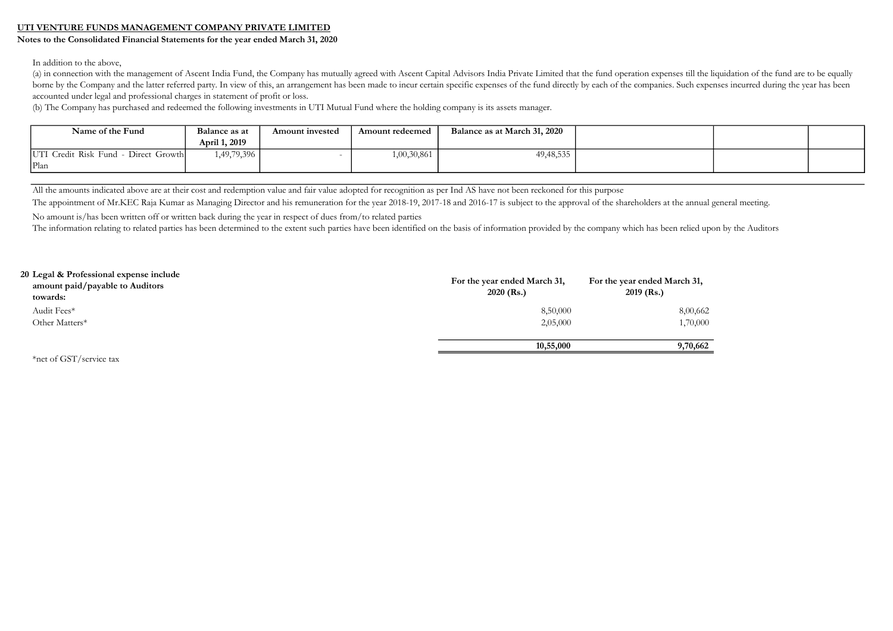**UTI VENTURE FUNDS MANAGEMENT COMPANY PRIVATE LIMITED**

**Notes to the Consolidated Financial Statements for the year ended March 31, 2020**

In addition to the above,

(a) in connection with the management of Ascent India Fund, the Company has mutually agreed with Ascent Capital Advisors India Private Limited that the fund operation expenses till the liquidation of the fund are to be equally borne by the Company and the latter referred party. In view of this, an arrangement has been made to incur certain specific expenses of the fund directly by each of the companies. Such expenses incurred during the year has been accounted under legal and professional charges in statement of profit or loss.

(b) The Company has purchased and redeemed the following investments in UTI Mutual Fund where the holding company is its assets manager.

| Name of the Fund | Balance as at April 1, 2019 | Amount invested | Amount redeemed | Balance as at March 31, 2020 | | | |
|---|---|---|---|---|---|---|---|
| UTI Credit Risk Fund - Direct Growth Plan | 1,49,79,396 | - | 1,00,30,861 | 49,48,535 | | | |

All the amounts indicated above are at their cost and redemption value and fair value adopted for recognition as per Ind AS have not been reckoned for this purpose

The appointment of Mr.KEC Raja Kumar as Managing Director and his remuneration for the year 2018-19, 2017-18 and 2016-17 is subject to the approval of the shareholders at the annual general meeting.

No amount is/has been written off or written back during the year in respect of dues from/to related parties

The information relating to related parties has been determined to the extent such parties have been identified on the basis of information provided by the company which has been relied upon by the Auditors

**20 Legal & Professional expense include amount paid/payable to Auditors towards:**

| | For the year ended March 31, 2020 (Rs.) | For the year ended March 31, 2019 (Rs.) |
|---|---|---|
| Audit Fees* | 8,50,000 | 8,00,662 |
| Other Matters* | 2,05,000 | 1,70,000 |
| | **10,55,000** | **9,70,662** |

*net of GST/service tax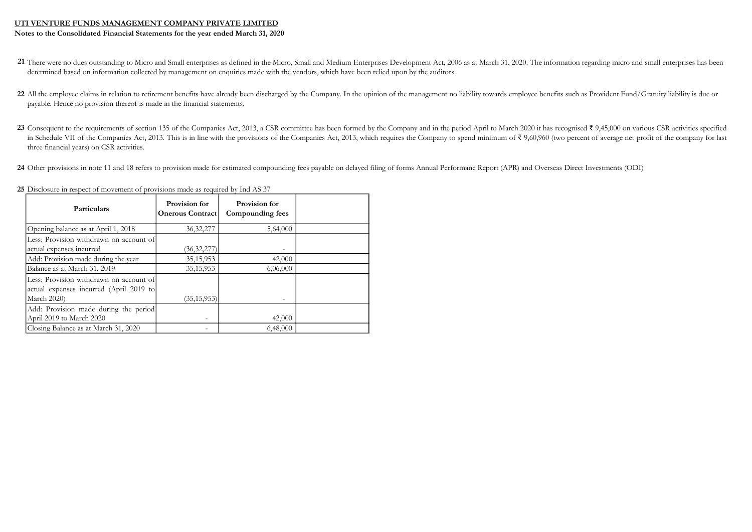**UTI VENTURE FUNDS MANAGEMENT COMPANY PRIVATE LIMITED**

**Notes to the Consolidated Financial Statements for the year ended March 31, 2020**

**21** There were no dues outstanding to Micro and Small enterprises as defined in the Micro, Small and Medium Enterprises Development Act, 2006 as at March 31, 2020. The information regarding micro and small enterprises has been determined based on information collected by management on enquiries made with the vendors, which have been relied upon by the auditors.

**22** All the employee claims in relation to retirement benefits have already been discharged by the Company. In the opinion of the management no liability towards employee benefits such as Provident Fund/Gratuity liability is due or payable. Hence no provision thereof is made in the financial statements.

**23** Consequent to the requirements of section 135 of the Companies Act, 2013, a CSR committee has been formed by the Company and in the period April to March 2020 it has recognised ₹ 9,45,000 on various CSR activities specified in Schedule VII of the Companies Act, 2013. This is in line with the provisions of the Companies Act, 2013, which requires the Company to spend minimum of ₹ 9,60,960 (two percent of average net profit of the company for last three financial years) on CSR activities.

**24** Other provisions in note 11 and 18 refers to provision made for estimated compounding fees payable on delayed filing of forms Annual Performane Report (APR) and Overseas Direct Investments (ODI)

**25** Disclosure in respect of movement of provisions made as required by Ind AS 37

| Particulars | Provision for Onerous Contract | Provision for Compounding fees | |
|---|---|---|---|
| Opening balance as at April 1, 2018 | 36,32,277 | 5,64,000 | |
| Less: Provision withdrawn on account of actual expenses incurred | (36,32,277) | - | |
| Add: Provision made during the year | 35,15,953 | 42,000 | |
| Balance as at March 31, 2019 | 35,15,953 | 6,06,000 | |
| Less: Provision withdrawn on account of actual expenses incurred (April 2019 to March 2020) | (35,15,953) | - | |
| Add: Provision made during the period April 2019 to March 2020 | - | 42,000 | |
| Closing Balance as at March 31, 2020 | - | 6,48,000 | |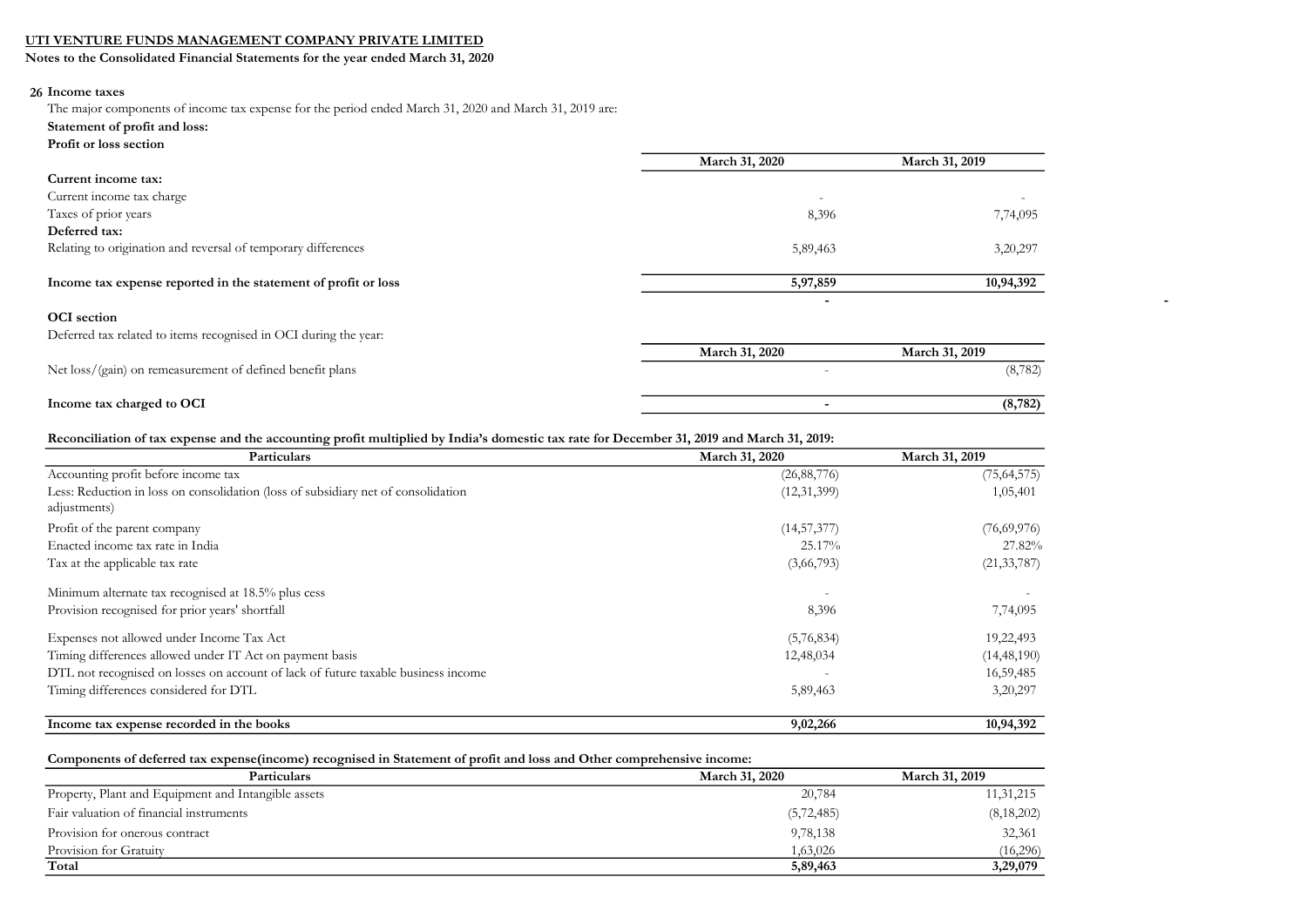**UTI VENTURE FUNDS MANAGEMENT COMPANY PRIVATE LIMITED**

**Notes to the Consolidated Financial Statements for the year ended March 31, 2020**

## 26 Income taxes

The major components of income tax expense for the period ended March 31, 2020 and March 31, 2019 are:

**Statement of profit and loss:**

**Profit or loss section**

| | March 31, 2020 | March 31, 2019 |
|---|---|---|
| **Current income tax:** | | |
| Current income tax charge | - | - |
| Taxes of prior years | 8,396 | 7,74,095 |
| **Deferred tax:** | | |
| Relating to origination and reversal of temporary differences | 5,89,463 | 3,20,297 |
| **Income tax expense reported in the statement of profit or loss** | **5,97,859** | **10,94,392** |

**OCI section**

Deferred tax related to items recognised in OCI during the year:

| | March 31, 2020 | March 31, 2019 |
|---|---|---|
| Net loss/(gain) on remeasurement of defined benefit plans | - | (8,782) |
| **Income tax charged to OCI** | **-** | **(8,782)** |

**Reconciliation of tax expense and the accounting profit multiplied by India's domestic tax rate for December 31, 2019 and March 31, 2019:**

| Particulars | March 31, 2020 | March 31, 2019 |
|---|---|---|
| Accounting profit before income tax | (26,88,776) | (75,64,575) |
| Less: Reduction in loss on consolidation (loss of subsidiary net of consolidation adjustments) | (12,31,399) | 1,05,401 |
| Profit of the parent company | (14,57,377) | (76,69,976) |
| Enacted income tax rate in India | 25.17% | 27.82% |
| Tax at the applicable tax rate | (3,66,793) | (21,33,787) |
| Minimum alternate tax recognised at 18.5% plus cess | - | - |
| Provision recognised for prior years' shortfall | 8,396 | 7,74,095 |
| Expenses not allowed under Income Tax Act | (5,76,834) | 19,22,493 |
| Timing differences allowed under IT Act on payment basis | 12,48,034 | (14,48,190) |
| DTL not recognised on losses on account of lack of future taxable business income | - | 16,59,485 |
| Timing differences considered for DTL | 5,89,463 | 3,20,297 |
| **Income tax expense recorded in the books** | **9,02,266** | **10,94,392** |

**Components of deferred tax expense(income) recognised in Statement of profit and loss and Other comprehensive income:**

| Particulars | March 31, 2020 | March 31, 2019 |
|---|---|---|
| Property, Plant and Equipment and Intangible assets | 20,784 | 11,31,215 |
| Fair valuation of financial instruments | (5,72,485) | (8,18,202) |
| Provision for onerous contract | 9,78,138 | 32,361 |
| Provision for Gratuity | 1,63,026 | (16,296) |
| **Total** | **5,89,463** | **3,29,079** |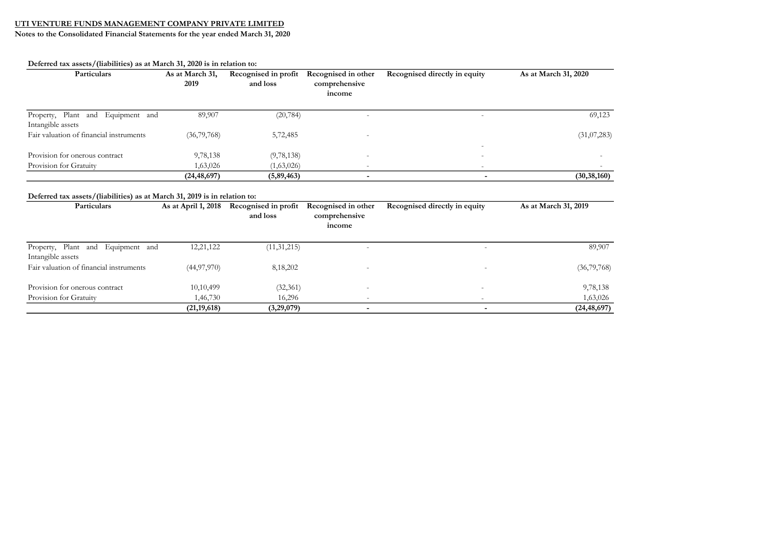**UTI VENTURE FUNDS MANAGEMENT COMPANY PRIVATE LIMITED**

**Notes to the Consolidated Financial Statements for the year ended March 31, 2020**

**Deferred tax assets/(liabilities) as at March 31, 2020 is in relation to:**

| Particulars | As at March 31, 2019 | Recognised in profit and loss | Recognised in other comprehensive income | Recognised directly in equity | As at March 31, 2020 |
|---|---|---|---|---|---|
| Property, Plant and Equipment and Intangible assets | 89,907 | (20,784) | - | - | 69,123 |
| Fair valuation of financial instruments | (36,79,768) | 5,72,485 | - | - | (31,07,283) |
| Provision for onerous contract | 9,78,138 | (9,78,138) | - | - | - |
| Provision for Gratuity | 1,63,026 | (1,63,026) | - | - | - |
| | **(24,48,697)** | **(5,89,463)** | **-** | **-** | **(30,38,160)** |

**Deferred tax assets/(liabilities) as at March 31, 2019 is in relation to:**

| Particulars | As at April 1, 2018 | Recognised in profit and loss | Recognised in other comprehensive income | Recognised directly in equity | As at March 31, 2019 |
|---|---|---|---|---|---|
| Property, Plant and Equipment and Intangible assets | 12,21,122 | (11,31,215) | - | - | 89,907 |
| Fair valuation of financial instruments | (44,97,970) | 8,18,202 | - | - | (36,79,768) |
| Provision for onerous contract | 10,10,499 | (32,361) | - | - | 9,78,138 |
| Provision for Gratuity | 1,46,730 | 16,296 | - | - | 1,63,026 |
| | **(21,19,618)** | **(3,29,079)** | **-** | **-** | **(24,48,697)** |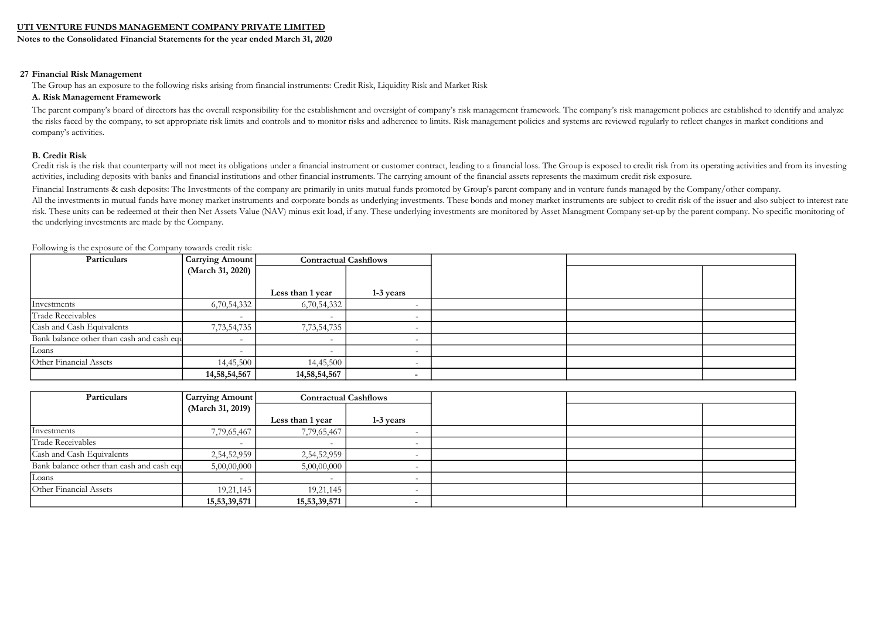**UTI VENTURE FUNDS MANAGEMENT COMPANY PRIVATE LIMITED**

**Notes to the Consolidated Financial Statements for the year ended March 31, 2020**

## 27 Financial Risk Management

The Group has an exposure to the following risks arising from financial instruments: Credit Risk, Liquidity Risk and Market Risk

### A. Risk Management Framework

The parent company's board of directors has the overall responsibility for the establishment and oversight of company's risk management framework. The company's risk management policies are established to identify and analyze the risks faced by the company, to set appropriate risk limits and controls and to monitor risks and adherence to limits. Risk management policies and systems are reviewed regularly to reflect changes in market conditions and company's activities.

### B. Credit Risk

Credit risk is the risk that counterparty will not meet its obligations under a financial instrument or customer contract, leading to a financial loss. The Group is exposed to credit risk from its operating activities and from its investing activities, including deposits with banks and financial institutions and other financial instruments. The carrying amount of the financial assets represents the maximum credit risk exposure.

Financial Instruments & cash deposits: The Investments of the company are primarily in units mutual funds promoted by Group's parent company and in venture funds managed by the Company/other company.

All the investments in mutual funds have money market instruments and corporate bonds as underlying investments. These bonds and money market instruments are subject to credit risk of the issuer and also subject to interest rate risk. These units can be redeemed at their then Net Assets Value (NAV) minus exit load, if any. These underlying investments are monitored by Asset Managment Company set-up by the parent company. No specific monitoring of the underlying investments are made by the Company.

Following is the exposure of the Company towards credit risk:

| Particulars | Carrying Amount (March 31, 2020) | Contractual Cashflows | | | | |
|---|---|---|---|---|---|---|
| | | Less than 1 year | 1-3 years | | | |
| Investments | 6,70,54,332 | 6,70,54,332 | - | | | |
| Trade Receivables | - | - | - | | | |
| Cash and Cash Equivalents | 7,73,54,735 | 7,73,54,735 | - | | | |
| Bank balance other than cash and cash equ | - | - | - | | | |
| Loans | - | - | - | | | |
| Other Financial Assets | 14,45,500 | 14,45,500 | - | | | |
| | **14,58,54,567** | **14,58,54,567** | **-** | | | |

| Particulars | Carrying Amount (March 31, 2019) | Contractual Cashflows | | | | |
|---|---|---|---|---|---|---|
| | | Less than 1 year | 1-3 years | | | |
| Investments | 7,79,65,467 | 7,79,65,467 | - | | | |
| Trade Receivables | - | - | - | | | |
| Cash and Cash Equivalents | 2,54,52,959 | 2,54,52,959 | - | | | |
| Bank balance other than cash and cash equ | 5,00,00,000 | 5,00,00,000 | - | | | |
| Loans | - | - | - | | | |
| Other Financial Assets | 19,21,145 | 19,21,145 | - | | | |
| | **15,53,39,571** | **15,53,39,571** | **-** | | | |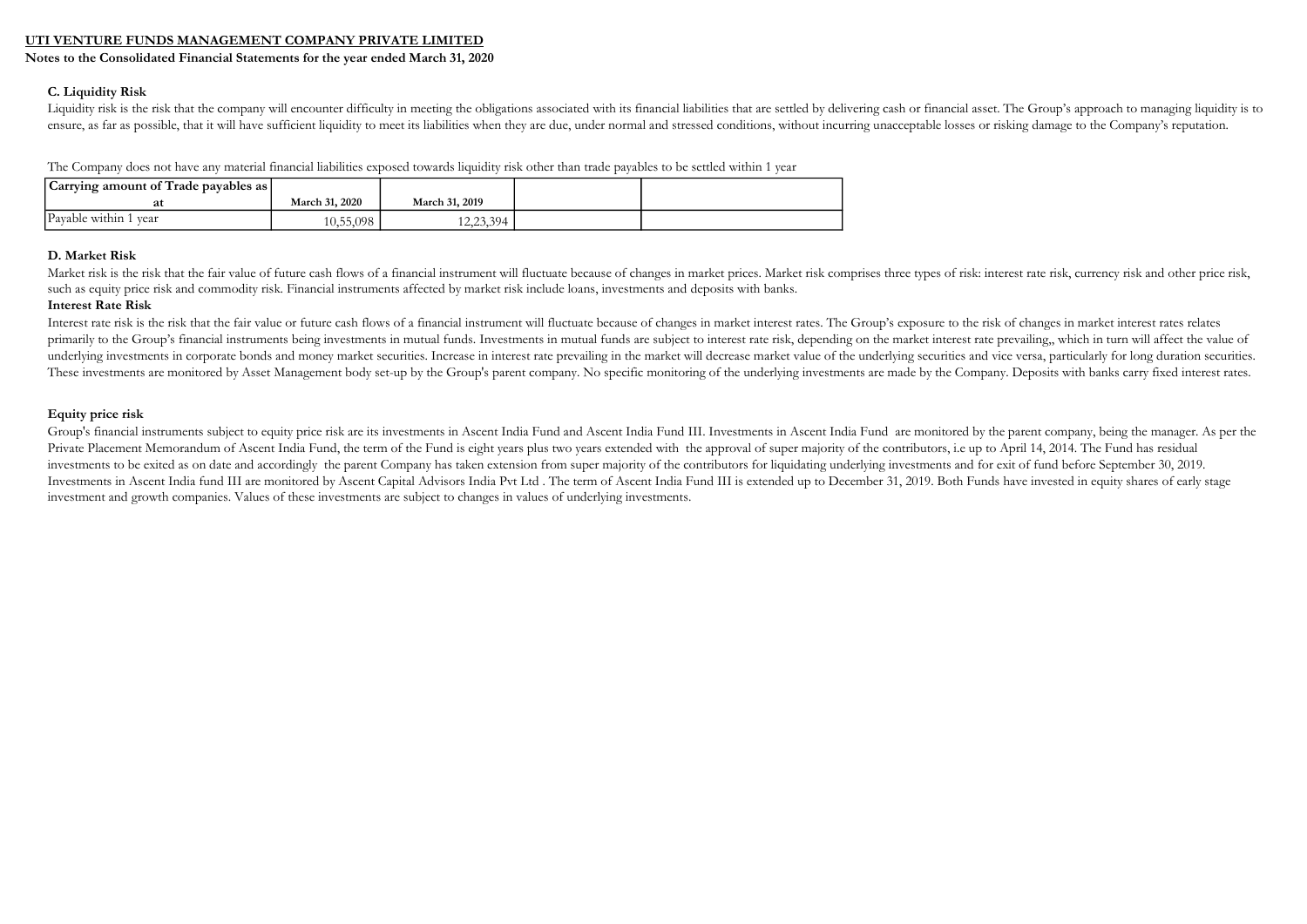**UTI VENTURE FUNDS MANAGEMENT COMPANY PRIVATE LIMITED**

**Notes to the Consolidated Financial Statements for the year ended March 31, 2020**

### C. Liquidity Risk

Liquidity risk is the risk that the company will encounter difficulty in meeting the obligations associated with its financial liabilities that are settled by delivering cash or financial asset. The Group's approach to managing liquidity is to ensure, as far as possible, that it will have sufficient liquidity to meet its liabilities when they are due, under normal and stressed conditions, without incurring unacceptable losses or risking damage to the Company's reputation.

The Company does not have any material financial liabilities exposed towards liquidity risk other than trade payables to be settled within 1 year

| Carrying amount of Trade payables as at | March 31, 2020 | March 31, 2019 | | |
|---|---|---|---|---|
| Payable within 1 year | 10,55,098 | 12,23,394 | | |

### D. Market Risk

Market risk is the risk that the fair value of future cash flows of a financial instrument will fluctuate because of changes in market prices. Market risk comprises three types of risk: interest rate risk, currency risk and other price risk, such as equity price risk and commodity risk. Financial instruments affected by market risk include loans, investments and deposits with banks.

**Interest Rate Risk**

Interest rate risk is the risk that the fair value or future cash flows of a financial instrument will fluctuate because of changes in market interest rates. The Group's exposure to the risk of changes in market interest rates relates primarily to the Group's financial instruments being investments in mutual funds. Investments in mutual funds are subject to interest rate risk, depending on the market interest rate prevailing,, which in turn will affect the value of underlying investments in corporate bonds and money market securities. Increase in interest rate prevailing in the market will decrease market value of the underlying securities and vice versa, particularly for long duration securities. These investments are monitored by Asset Management body set-up by the Group's parent company. No specific monitoring of the underlying investments are made by the Company. Deposits with banks carry fixed interest rates.

**Equity price risk**

Group's financial instruments subject to equity price risk are its investments in Ascent India Fund and Ascent India Fund III. Investments in Ascent India Fund are monitored by the parent company, being the manager. As per the Private Placement Memorandum of Ascent India Fund, the term of the Fund is eight years plus two years extended with the approval of super majority of the contributors, i.e up to April 14, 2014. The Fund has residual investments to be exited as on date and accordingly the parent Company has taken extension from super majority of the contributors for liquidating underlying investments and for exit of fund before September 30, 2019. Investments in Ascent India fund III are monitored by Ascent Capital Advisors India Pvt Ltd . The term of Ascent India Fund III is extended up to December 31, 2019. Both Funds have invested in equity shares of early stage investment and growth companies. Values of these investments are subject to changes in values of underlying investments.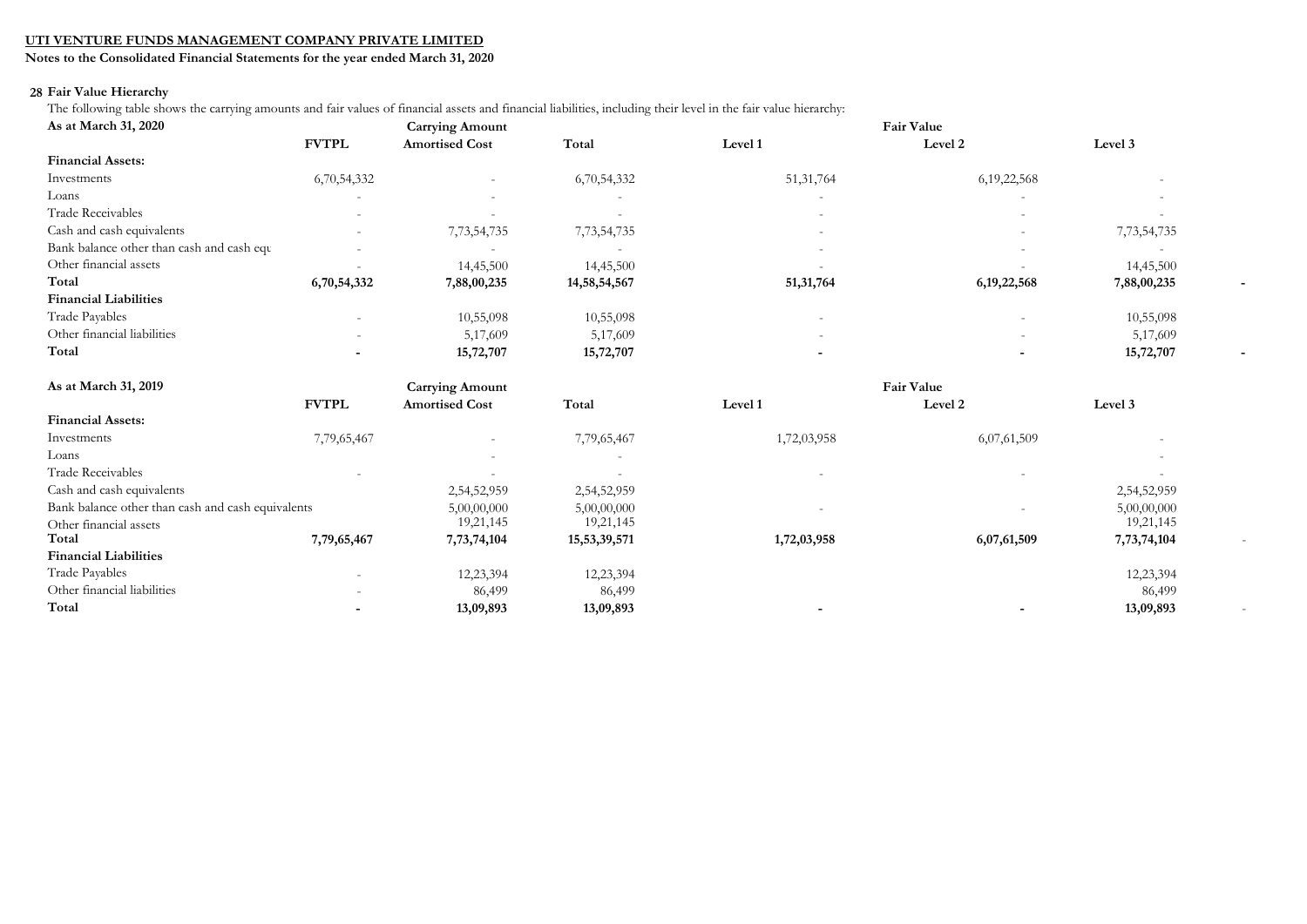**UTI VENTURE FUNDS MANAGEMENT COMPANY PRIVATE LIMITED**

**Notes to the Consolidated Financial Statements for the year ended March 31, 2020**

## 28 Fair Value Hierarchy

The following table shows the carrying amounts and fair values of financial assets and financial liabilities, including their level in the fair value hierarchy:

| As at March 31, 2020 | Carrying Amount | | | Fair Value | | | |
|---|---|---|---|---|---|---|---|
| | **FVTPL** | **Amortised Cost** | **Total** | **Level 1** | **Level 2** | **Level 3** | |
| **Financial Assets:** | | | | | | | |
| Investments | 6,70,54,332 | - | 6,70,54,332 | 51,31,764 | 6,19,22,568 | - | |
| Loans | - | - | - | - | - | - | |
| Trade Receivables | - | - | - | - | - | - | |
| Cash and cash equivalents | - | 7,73,54,735 | 7,73,54,735 | - | - | 7,73,54,735 | |
| Bank balance other than cash and cash equ | - | - | - | - | - | - | |
| Other financial assets | - | 14,45,500 | 14,45,500 | - | - | 14,45,500 | |
| **Total** | **6,70,54,332** | **7,88,00,235** | **14,58,54,567** | **51,31,764** | **6,19,22,568** | **7,88,00,235** | **-** |
| **Financial Liabilities** | | | | | | | |
| Trade Payables | - | 10,55,098 | 10,55,098 | - | - | 10,55,098 | |
| Other financial liabilities | - | 5,17,609 | 5,17,609 | - | - | 5,17,609 | |
| **Total** | **-** | **15,72,707** | **15,72,707** | **-** | **-** | **15,72,707** | **-** |

| As at March 31, 2019 | Carrying Amount | | | Fair Value | | | |
|---|---|---|---|---|---|---|---|
| | **FVTPL** | **Amortised Cost** | **Total** | **Level 1** | **Level 2** | **Level 3** | |
| **Financial Assets:** | | | | | | | |
| Investments | 7,79,65,467 | - | 7,79,65,467 | 1,72,03,958 | 6,07,61,509 | - | |
| Loans | | - | - | | | - | |
| Trade Receivables | - | - | - | - | - | - | |
| Cash and cash equivalents | | 2,54,52,959 | 2,54,52,959 | | | 2,54,52,959 | |
| Bank balance other than cash and cash equivalents | | 5,00,00,000 | 5,00,00,000 | - | - | 5,00,00,000 | |
| Other financial assets | | 19,21,145 | 19,21,145 | | | 19,21,145 | |
| **Total** | **7,79,65,467** | **7,73,74,104** | **15,53,39,571** | **1,72,03,958** | **6,07,61,509** | **7,73,74,104** | - |
| **Financial Liabilities** | | | | | | | |
| Trade Payables | - | 12,23,394 | 12,23,394 | | | 12,23,394 | |
| Other financial liabilities | - | 86,499 | 86,499 | | | 86,499 | |
| **Total** | **-** | **13,09,893** | **13,09,893** | **-** | **-** | **13,09,893** | - |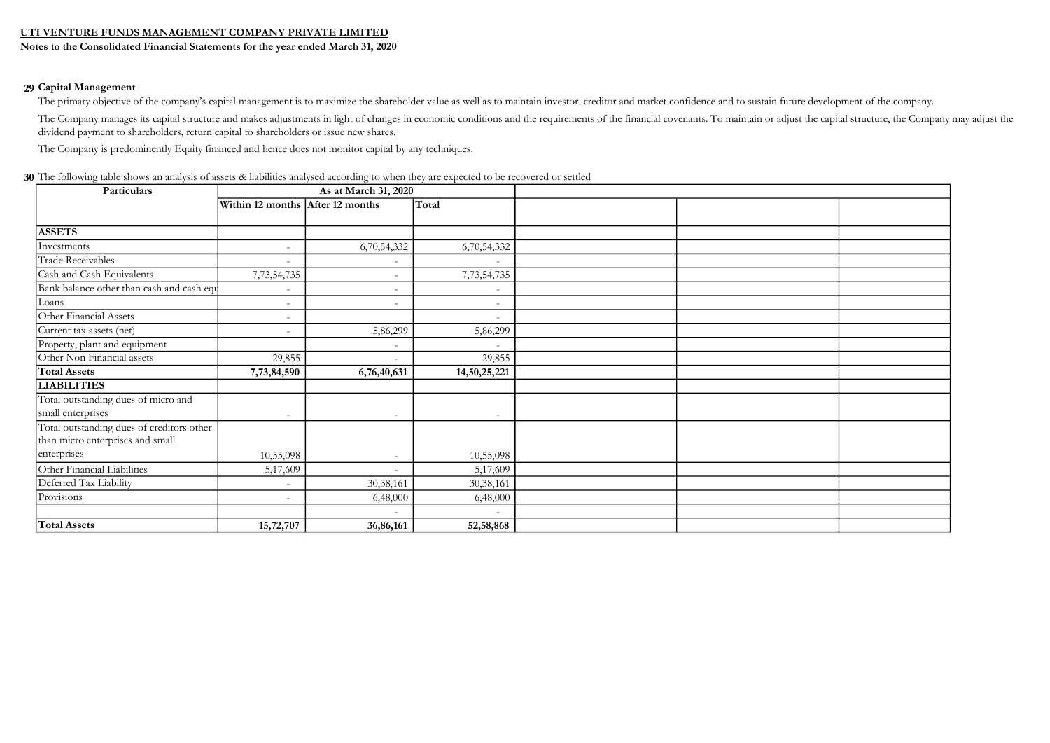**UTI VENTURE FUNDS MANAGEMENT COMPANY PRIVATE LIMITED**

**Notes to the Consolidated Financial Statements for the year ended March 31, 2020**

**29 Capital Management**

The primary objective of the company's capital management is to maximize the shareholder value as well as to maintain investor, creditor and market confidence and to sustain future development of the company.

The Company manages its capital structure and makes adjustments in light of changes in economic conditions and the requirements of the financial covenants. To maintain or adjust the capital structure, the Company may adjust the dividend payment to shareholders, return capital to shareholders or issue new shares.

The Company is predominently Equity financed and hence does not monitor capital by any techniques.

**30** The following table shows an analysis of assets & liabilities analysed according to when they are expected to be recovered or settled

| Particulars | As at March 31, 2020 | | | | | |
|---|---|---|---|---|---|---|
| | Within 12 months | After 12 months | Total | | | |
| **ASSETS** | | | | | | |
| Investments | - | 6,70,54,332 | 6,70,54,332 | | | |
| Trade Receivables | - | - | - | | | |
| Cash and Cash Equivalents | 7,73,54,735 | - | 7,73,54,735 | | | |
| Bank balance other than cash and cash equ | - | - | - | | | |
| Loans | - | - | - | | | |
| Other Financial Assets | - | | - | | | |
| Current tax assets (net) | - | 5,86,299 | 5,86,299 | | | |
| Property, plant and equipment | | - | - | | | |
| Other Non Financial assets | 29,855 | - | 29,855 | | | |
| **Total Assets** | **7,73,84,590** | **6,76,40,631** | **14,50,25,221** | | | |
| **LIABILITIES** | | | | | | |
| Total outstanding dues of micro and small enterprises | - | - | - | | | |
| Total outstanding dues of creditors other than micro enterprises and small enterprises | 10,55,098 | - | 10,55,098 | | | |
| Other Financial Liabilities | 5,17,609 | - | 5,17,609 | | | |
| Deferred Tax Liability | - | 30,38,161 | 30,38,161 | | | |
| Provisions | - | 6,48,000 | 6,48,000 | | | |
| | | - | - | | | |
| **Total Assets** | **15,72,707** | **36,86,161** | **52,58,868** | | | |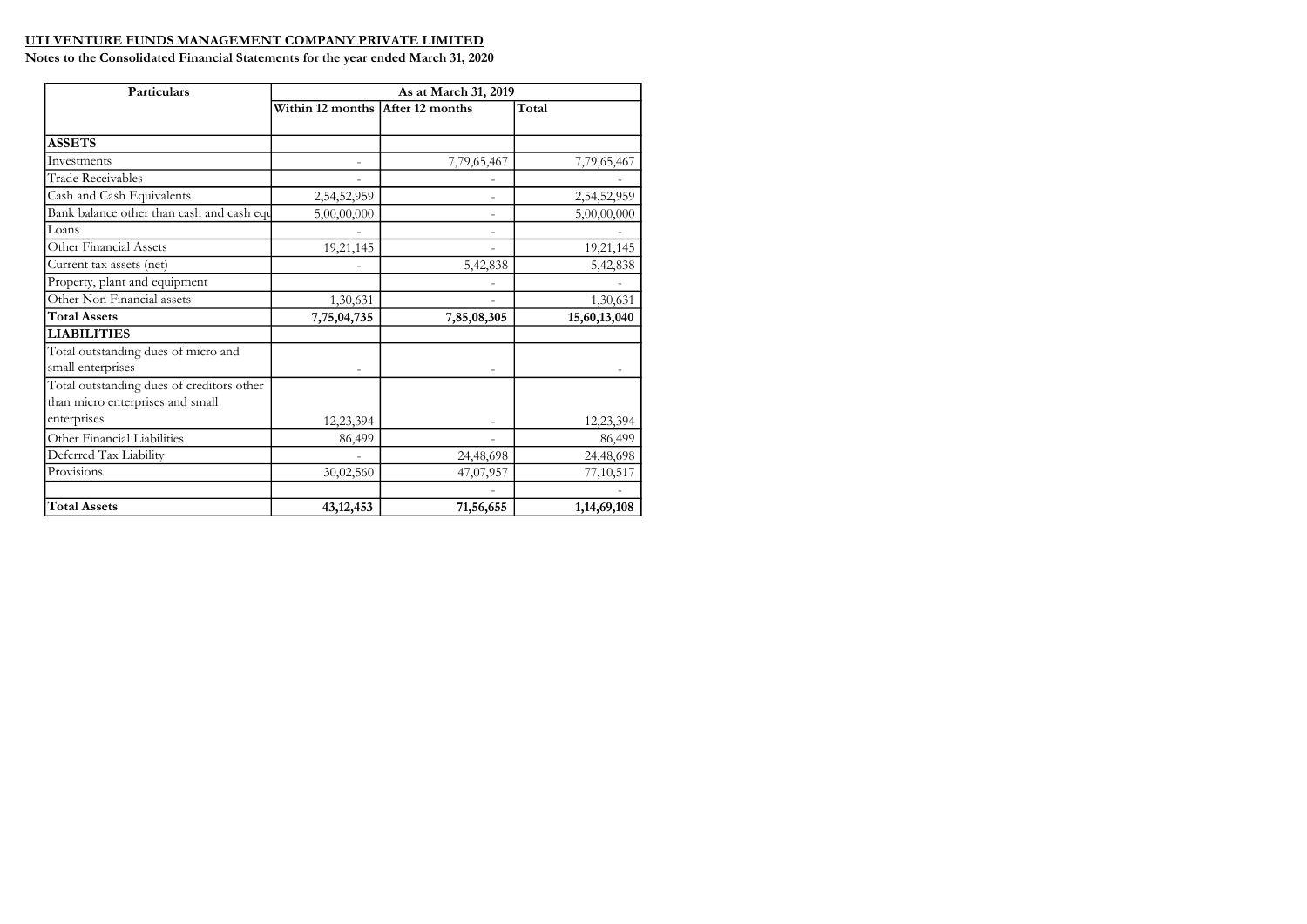**UTI VENTURE FUNDS MANAGEMENT COMPANY PRIVATE LIMITED**

**Notes to the Consolidated Financial Statements for the year ended March 31, 2020**

| Particulars | As at March 31, 2019 | | |
|---|---|---|---|
| | Within 12 months | After 12 months | Total |
| **ASSETS** | | | |
| Investments | - | 7,79,65,467 | 7,79,65,467 |
| Trade Receivables | - | - | - |
| Cash and Cash Equivalents | 2,54,52,959 | - | 2,54,52,959 |
| Bank balance other than cash and cash equ | 5,00,00,000 | - | 5,00,00,000 |
| Loans | - | - | - |
| Other Financial Assets | 19,21,145 | - | 19,21,145 |
| Current tax assets (net) | - | 5,42,838 | 5,42,838 |
| Property, plant and equipment | | - | - |
| Other Non Financial assets | 1,30,631 | - | 1,30,631 |
| **Total Assets** | **7,75,04,735** | **7,85,08,305** | **15,60,13,040** |
| **LIABILITIES** | | | |
| Total outstanding dues of micro and small enterprises | - | - | - |
| Total outstanding dues of creditors other than micro enterprises and small enterprises | 12,23,394 | - | 12,23,394 |
| Other Financial Liabilities | 86,499 | - | 86,499 |
| Deferred Tax Liability | - | 24,48,698 | 24,48,698 |
| Provisions | 30,02,560 | 47,07,957 | 77,10,517 |
| | | - | - |
| **Total Assets** | **43,12,453** | **71,56,655** | **1,14,69,108** |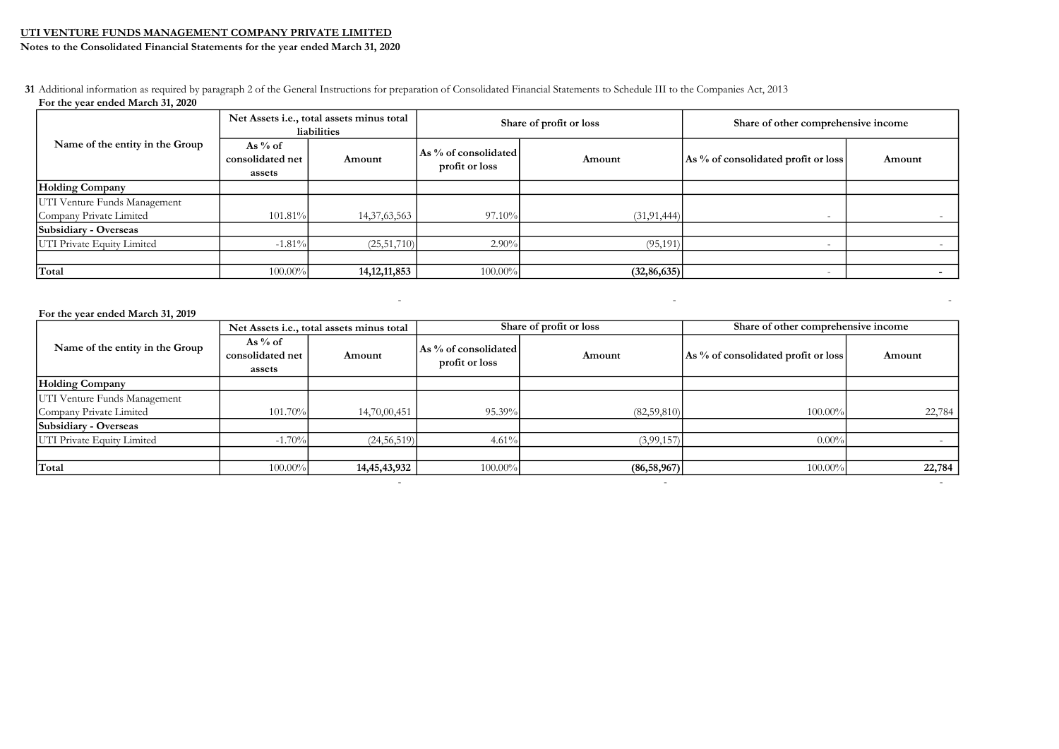**UTI VENTURE FUNDS MANAGEMENT COMPANY PRIVATE LIMITED**

**Notes to the Consolidated Financial Statements for the year ended March 31, 2020**

**31** Additional information as required by paragraph 2 of the General Instructions for preparation of Consolidated Financial Statements to Schedule III to the Companies Act, 2013

**For the year ended March 31, 2020**

| Name of the entity in the Group | Net Assets i.e., total assets minus total liabilities | | Share of profit or loss | | Share of other comprehensive income | |
|---|---|---|---|---|---|---|
| | As % of consolidated net assets | Amount | As % of consolidated profit or loss | Amount | As % of consolidated profit or loss | Amount |
| **Holding Company** | | | | | | |
| UTI Venture Funds Management Company Private Limited | 101.81% | 14,37,63,563 | 97.10% | (31,91,444) | - | - |
| **Subsidiary - Overseas** | | | | | | |
| UTI Private Equity Limited | -1.81% | (25,51,710) | 2.90% | (95,191) | - | - |
| | | | | | | |
| **Total** | 100.00% | **14,12,11,853** | 100.00% | **(32,86,635)** | - | **-** |

**For the year ended March 31, 2019**

| Name of the entity in the Group | Net Assets i.e., total assets minus total | | Share of profit or loss | | Share of other comprehensive income | |
|---|---|---|---|---|---|---|
| | As % of consolidated net assets | Amount | As % of consolidated profit or loss | Amount | As % of consolidated profit or loss | Amount |
| **Holding Company** | | | | | | |
| UTI Venture Funds Management Company Private Limited | 101.70% | 14,70,00,451 | 95.39% | (82,59,810) | 100.00% | 22,784 |
| **Subsidiary - Overseas** | | | | | | |
| UTI Private Equity Limited | -1.70% | (24,56,519) | 4.61% | (3,99,157) | 0.00% | - |
| | | | | | | |
| **Total** | 100.00% | **14,45,43,932** | 100.00% | **(86,58,967)** | 100.00% | **22,784** |